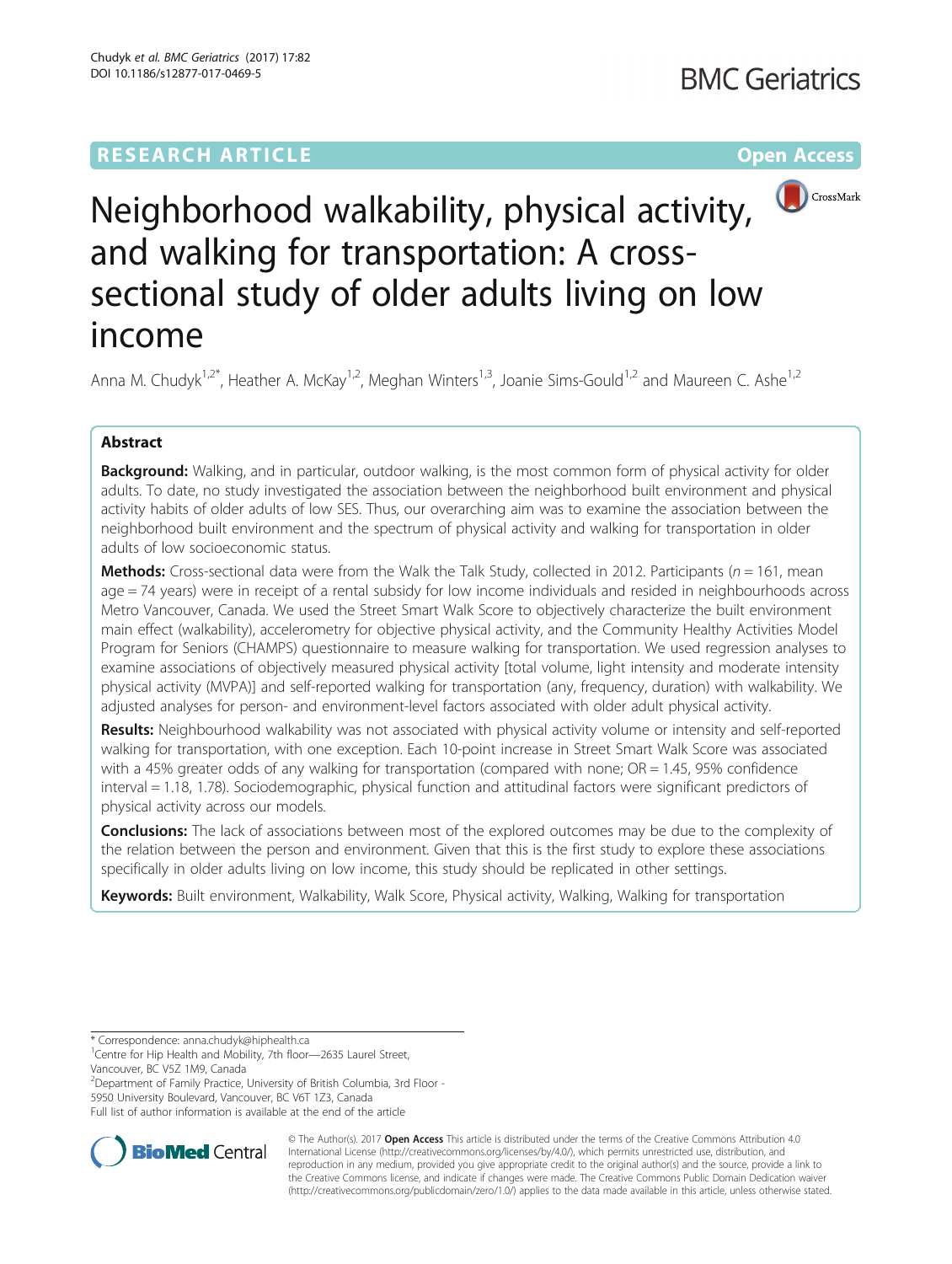RESEARCH ARTICLE

Open Access

# Neighborhood walkability, physical activity, and walking for transportation: A cross-sectional study of older adults living on low income

Anna M. Chudyk[1,2*], Heather A. McKay[1,2], Meghan Winters[1,3], Joanie Sims-Gould[1,2] and Maureen C. Ashe[1,2]

## Abstract

**Background:** Walking, and in particular, outdoor walking, is the most common form of physical activity for older adults. To date, no study investigated the association between the neighborhood built environment and physical activity habits of older adults of low SES. Thus, our overarching aim was to examine the association between the neighborhood built environment and the spectrum of physical activity and walking for transportation in older adults of low socioeconomic status.

**Methods:** Cross-sectional data were from the Walk the Talk Study, collected in 2012. Participants ($n = 161$, mean age = 74 years) were in receipt of a rental subsidy for low income individuals and resided in neighbourhoods across Metro Vancouver, Canada. We used the Street Smart Walk Score to objectively characterize the built environment main effect (walkability), accelerometry for objective physical activity, and the Community Healthy Activities Model Program for Seniors (CHAMPS) questionnaire to measure walking for transportation. We used regression analyses to examine associations of objectively measured physical activity [total volume, light intensity and moderate intensity physical activity (MVPA)] and self-reported walking for transportation (any, frequency, duration) with walkability. We adjusted analyses for person- and environment-level factors associated with older adult physical activity.

**Results:** Neighbourhood walkability was not associated with physical activity volume or intensity and self-reported walking for transportation, with one exception. Each 10-point increase in Street Smart Walk Score was associated with a 45% greater odds of any walking for transportation (compared with none; OR = 1.45, 95% confidence interval = 1.18, 1.78). Sociodemographic, physical function and attitudinal factors were significant predictors of physical activity across our models.

**Conclusions:** The lack of associations between most of the explored outcomes may be due to the complexity of the relation between the person and environment. Given that this is the first study to explore these associations specifically in older adults living on low income, this study should be replicated in other settings.

**Keywords:** Built environment, Walkability, Walk Score, Physical activity, Walking, Walking for transportation

\* Correspondence: anna.chudyk@hiphealth.ca
[1]Centre for Hip Health and Mobility, 7th floor—2635 Laurel Street, Vancouver, BC V5Z 1M9, Canada
[2]Department of Family Practice, University of British Columbia, 3rd Floor - 5950 University Boulevard, Vancouver, BC V6T 1Z3, Canada
Full list of author information is available at the end of the article

© The Author(s). 2017 **Open Access** This article is distributed under the terms of the Creative Commons Attribution 4.0 International License (http://creativecommons.org/licenses/by/4.0/), which permits unrestricted use, distribution, and reproduction in any medium, provided you give appropriate credit to the original author(s) and the source, provide a link to the Creative Commons license, and indicate if changes were made. The Creative Commons Public Domain Dedication waiver (http://creativecommons.org/publicdomain/zero/1.0/) applies to the data made available in this article, unless otherwise stated.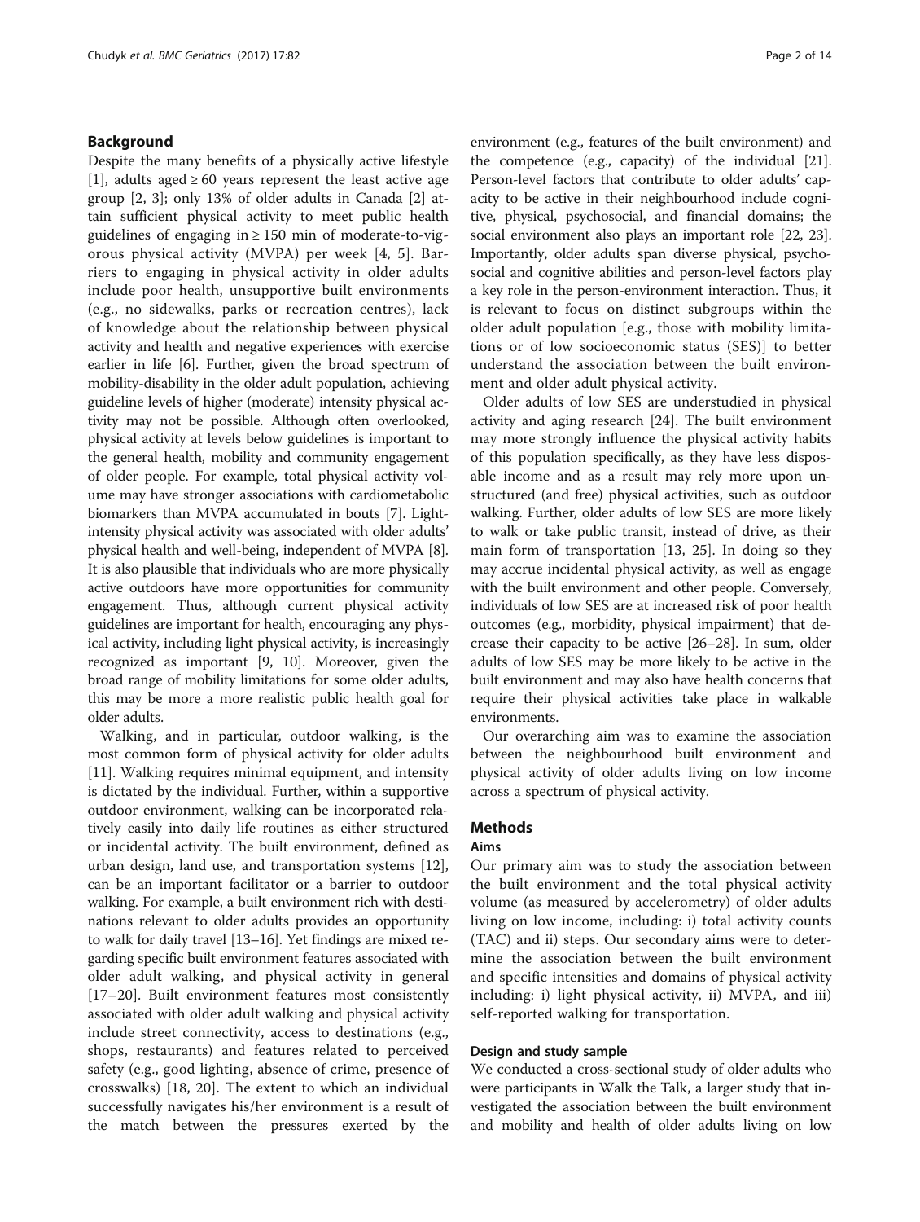## Background

Despite the many benefits of a physically active lifestyle [1], adults aged ≥ 60 years represent the least active age group [2, 3]; only 13% of older adults in Canada [2] attain sufficient physical activity to meet public health guidelines of engaging in ≥ 150 min of moderate-to-vigorous physical activity (MVPA) per week [4, 5]. Barriers to engaging in physical activity in older adults include poor health, unsupportive built environments (e.g., no sidewalks, parks or recreation centres), lack of knowledge about the relationship between physical activity and health and negative experiences with exercise earlier in life [6]. Further, given the broad spectrum of mobility-disability in the older adult population, achieving guideline levels of higher (moderate) intensity physical activity may not be possible. Although often overlooked, physical activity at levels below guidelines is important to the general health, mobility and community engagement of older people. For example, total physical activity volume may have stronger associations with cardiometabolic biomarkers than MVPA accumulated in bouts [7]. Light-intensity physical activity was associated with older adults' physical health and well-being, independent of MVPA [8]. It is also plausible that individuals who are more physically active outdoors have more opportunities for community engagement. Thus, although current physical activity guidelines are important for health, encouraging any physical activity, including light physical activity, is increasingly recognized as important [9, 10]. Moreover, given the broad range of mobility limitations for some older adults, this may be more a more realistic public health goal for older adults.

Walking, and in particular, outdoor walking, is the most common form of physical activity for older adults [11]. Walking requires minimal equipment, and intensity is dictated by the individual. Further, within a supportive outdoor environment, walking can be incorporated relatively easily into daily life routines as either structured or incidental activity. The built environment, defined as urban design, land use, and transportation systems [12], can be an important facilitator or a barrier to outdoor walking. For example, a built environment rich with destinations relevant to older adults provides an opportunity to walk for daily travel [13–16]. Yet findings are mixed regarding specific built environment features associated with older adult walking, and physical activity in general [17–20]. Built environment features most consistently associated with older adult walking and physical activity include street connectivity, access to destinations (e.g., shops, restaurants) and features related to perceived safety (e.g., good lighting, absence of crime, presence of crosswalks) [18, 20]. The extent to which an individual successfully navigates his/her environment is a result of the match between the pressures exerted by the environment (e.g., features of the built environment) and the competence (e.g., capacity) of the individual [21]. Person-level factors that contribute to older adults' capacity to be active in their neighbourhood include cognitive, physical, psychosocial, and financial domains; the social environment also plays an important role [22, 23]. Importantly, older adults span diverse physical, psychosocial and cognitive abilities and person-level factors play a key role in the person-environment interaction. Thus, it is relevant to focus on distinct subgroups within the older adult population [e.g., those with mobility limitations or of low socioeconomic status (SES)] to better understand the association between the built environment and older adult physical activity.

Older adults of low SES are understudied in physical activity and aging research [24]. The built environment may more strongly influence the physical activity habits of this population specifically, as they have less disposable income and as a result may rely more upon unstructured (and free) physical activities, such as outdoor walking. Further, older adults of low SES are more likely to walk or take public transit, instead of drive, as their main form of transportation [13, 25]. In doing so they may accrue incidental physical activity, as well as engage with the built environment and other people. Conversely, individuals of low SES are at increased risk of poor health outcomes (e.g., morbidity, physical impairment) that decrease their capacity to be active [26–28]. In sum, older adults of low SES may be more likely to be active in the built environment and may also have health concerns that require their physical activities take place in walkable environments.

Our overarching aim was to examine the association between the neighbourhood built environment and physical activity of older adults living on low income across a spectrum of physical activity.

## Methods

### Aims

Our primary aim was to study the association between the built environment and the total physical activity volume (as measured by accelerometry) of older adults living on low income, including: i) total activity counts (TAC) and ii) steps. Our secondary aims were to determine the association between the built environment and specific intensities and domains of physical activity including: i) light physical activity, ii) MVPA, and iii) self-reported walking for transportation.

### Design and study sample

We conducted a cross-sectional study of older adults who were participants in Walk the Talk, a larger study that investigated the association between the built environment and mobility and health of older adults living on low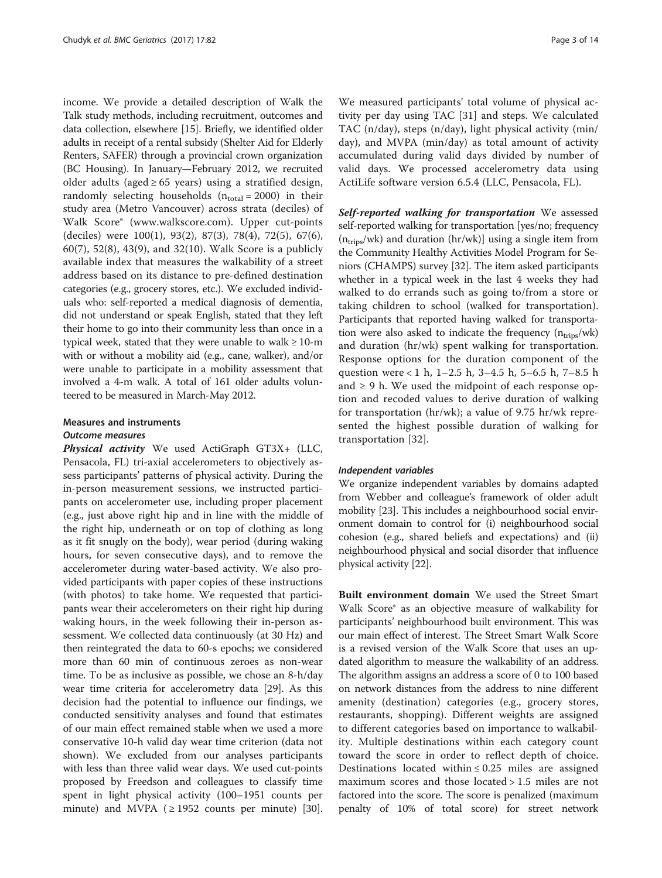income. We provide a detailed description of Walk the Talk study methods, including recruitment, outcomes and data collection, elsewhere [15]. Briefly, we identified older adults in receipt of a rental subsidy (Shelter Aid for Elderly Renters, SAFER) through a provincial crown organization (BC Housing). In January—February 2012, we recruited older adults (aged ≥ 65 years) using a stratified design, randomly selecting households ($n_{total} = 2000$) in their study area (Metro Vancouver) across strata (deciles) of Walk Score® (www.walkscore.com). Upper cut-points (deciles) were 100(1), 93(2), 87(3), 78(4), 72(5), 67(6), 60(7), 52(8), 43(9), and 32(10). Walk Score is a publicly available index that measures the walkability of a street address based on its distance to pre-defined destination categories (e.g., grocery stores, etc.). We excluded individuals who: self-reported a medical diagnosis of dementia, did not understand or speak English, stated that they left their home to go into their community less than once in a typical week, stated that they were unable to walk ≥ 10-m with or without a mobility aid (e.g., cane, walker), and/or were unable to participate in a mobility assessment that involved a 4-m walk. A total of 161 older adults volunteered to be measured in March-May 2012.

## Measures and instruments

### Outcome measures

***Physical activity*** We used ActiGraph GT3X+ (LLC, Pensacola, FL) tri-axial accelerometers to objectively assess participants' patterns of physical activity. During the in-person measurement sessions, we instructed participants on accelerometer use, including proper placement (e.g., just above right hip and in line with the middle of the right hip, underneath or on top of clothing as long as it fit snugly on the body), wear period (during waking hours, for seven consecutive days), and to remove the accelerometer during water-based activity. We also provided participants with paper copies of these instructions (with photos) to take home. We requested that participants wear their accelerometers on their right hip during waking hours, in the week following their in-person assessment. We collected data continuously (at 30 Hz) and then reintegrated the data to 60-s epochs; we considered more than 60 min of continuous zeroes as non-wear time. To be as inclusive as possible, we chose an 8-h/day wear time criteria for accelerometry data [29]. As this decision had the potential to influence our findings, we conducted sensitivity analyses and found that estimates of our main effect remained stable when we used a more conservative 10-h valid day wear time criterion (data not shown). We excluded from our analyses participants with less than three valid wear days. We used cut-points proposed by Freedson and colleagues to classify time spent in light physical activity (100–1951 counts per minute) and MVPA (≥ 1952 counts per minute) [30]. We measured participants' total volume of physical activity per day using TAC [31] and steps. We calculated TAC (n/day), steps (n/day), light physical activity (min/day), and MVPA (min/day) as total amount of activity accumulated during valid days divided by number of valid days. We processed accelerometry data using ActiLife software version 6.5.4 (LLC, Pensacola, FL).

***Self-reported walking for transportation*** We assessed self-reported walking for transportation [yes/no; frequency ($n_{trips}$/wk) and duration (hr/wk)] using a single item from the Community Healthy Activities Model Program for Seniors (CHAMPS) survey [32]. The item asked participants whether in a typical week in the last 4 weeks they had walked to do errands such as going to/from a store or taking children to school (walked for transportation). Participants that reported having walked for transportation were also asked to indicate the frequency ($n_{trips}$/wk) and duration (hr/wk) spent walking for transportation. Response options for the duration component of the question were < 1 h, 1–2.5 h, 3–4.5 h, 5–6.5 h, 7–8.5 h and ≥ 9 h. We used the midpoint of each response option and recoded values to derive duration of walking for transportation (hr/wk); a value of 9.75 hr/wk represented the highest possible duration of walking for transportation [32].

### Independent variables

We organize independent variables by domains adapted from Webber and colleague's framework of older adult mobility [23]. This includes a neighbourhood social environment domain to control for (i) neighbourhood social cohesion (e.g., shared beliefs and expectations) and (ii) neighbourhood physical and social disorder that influence physical activity [22].

**Built environment domain** We used the Street Smart Walk Score® as an objective measure of walkability for participants' neighbourhood built environment. This was our main effect of interest. The Street Smart Walk Score is a revised version of the Walk Score that uses an updated algorithm to measure the walkability of an address. The algorithm assigns an address a score of 0 to 100 based on network distances from the address to nine different amenity (destination) categories (e.g., grocery stores, restaurants, shopping). Different weights are assigned to different categories based on importance to walkability. Multiple destinations within each category count toward the score in order to reflect depth of choice. Destinations located within ≤ 0.25 miles are assigned maximum scores and those located > 1.5 miles are not factored into the score. The score is penalized (maximum penalty of 10% of total score) for street network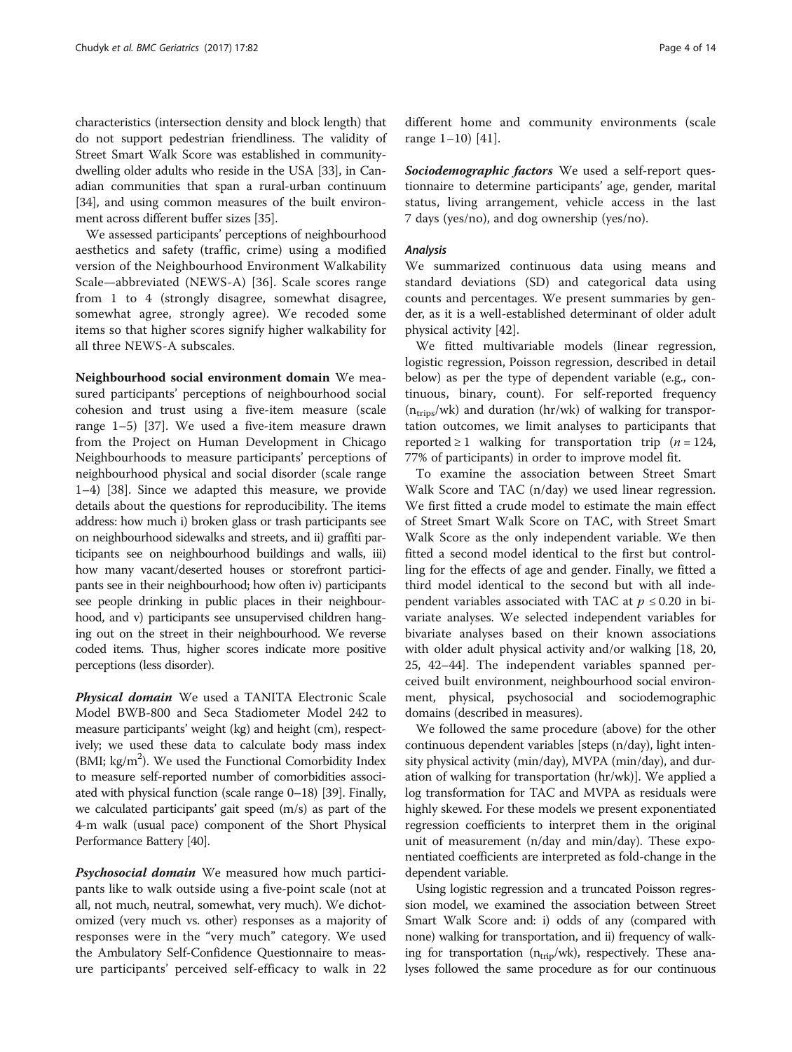characteristics (intersection density and block length) that do not support pedestrian friendliness. The validity of Street Smart Walk Score was established in community-dwelling older adults who reside in the USA [33], in Canadian communities that span a rural-urban continuum [34], and using common measures of the built environment across different buffer sizes [35].

We assessed participants' perceptions of neighbourhood aesthetics and safety (traffic, crime) using a modified version of the Neighbourhood Environment Walkability Scale—abbreviated (NEWS-A) [36]. Scale scores range from 1 to 4 (strongly disagree, somewhat disagree, somewhat agree, strongly agree). We recoded some items so that higher scores signify higher walkability for all three NEWS-A subscales.

**Neighbourhood social environment domain** We measured participants' perceptions of neighbourhood social cohesion and trust using a five-item measure (scale range 1–5) [37]. We used a five-item measure drawn from the Project on Human Development in Chicago Neighbourhoods to measure participants' perceptions of neighbourhood physical and social disorder (scale range 1–4) [38]. Since we adapted this measure, we provide details about the questions for reproducibility. The items address: how much i) broken glass or trash participants see on neighbourhood sidewalks and streets, and ii) graffiti participants see on neighbourhood buildings and walls, iii) how many vacant/deserted houses or storefront participants see in their neighbourhood; how often iv) participants see people drinking in public places in their neighbourhood, and v) participants see unsupervised children hanging out on the street in their neighbourhood. We reverse coded items. Thus, higher scores indicate more positive perceptions (less disorder).

***Physical domain*** We used a TANITA Electronic Scale Model BWB-800 and Seca Stadiometer Model 242 to measure participants' weight (kg) and height (cm), respectively; we used these data to calculate body mass index (BMI; $kg/m^2$). We used the Functional Comorbidity Index to measure self-reported number of comorbidities associated with physical function (scale range 0–18) [39]. Finally, we calculated participants' gait speed (m/s) as part of the 4-m walk (usual pace) component of the Short Physical Performance Battery [40].

***Psychosocial domain*** We measured how much participants like to walk outside using a five-point scale (not at all, not much, neutral, somewhat, very much). We dichotomized (very much vs. other) responses as a majority of responses were in the "very much" category. We used the Ambulatory Self-Confidence Questionnaire to measure participants' perceived self-efficacy to walk in 22 different home and community environments (scale range 1–10) [41].

***Sociodemographic factors*** We used a self-report questionnaire to determine participants' age, gender, marital status, living arrangement, vehicle access in the last 7 days (yes/no), and dog ownership (yes/no).

### *Analysis*

We summarized continuous data using means and standard deviations (SD) and categorical data using counts and percentages. We present summaries by gender, as it is a well-established determinant of older adult physical activity [42].

We fitted multivariable models (linear regression, logistic regression, Poisson regression, described in detail below) as per the type of dependent variable (e.g., continuous, binary, count). For self-reported frequency ($n_{trips}$/wk) and duration (hr/wk) of walking for transportation outcomes, we limit analyses to participants that reported ≥ 1 walking for transportation trip ($n = 124$, 77% of participants) in order to improve model fit.

To examine the association between Street Smart Walk Score and TAC (n/day) we used linear regression. We first fitted a crude model to estimate the main effect of Street Smart Walk Score on TAC, with Street Smart Walk Score as the only independent variable. We then fitted a second model identical to the first but controlling for the effects of age and gender. Finally, we fitted a third model identical to the second but with all independent variables associated with TAC at $p \leq 0.20$ in bivariate analyses. We selected independent variables for bivariate analyses based on their known associations with older adult physical activity and/or walking [18, 20, 25, 42–44]. The independent variables spanned perceived built environment, neighbourhood social environment, physical, psychosocial and sociodemographic domains (described in measures).

We followed the same procedure (above) for the other continuous dependent variables [steps (n/day), light intensity physical activity (min/day), MVPA (min/day), and duration of walking for transportation (hr/wk)]. We applied a log transformation for TAC and MVPA as residuals were highly skewed. For these models we present exponentiated regression coefficients to interpret them in the original unit of measurement (n/day and min/day). These exponentiated coefficients are interpreted as fold-change in the dependent variable.

Using logistic regression and a truncated Poisson regression model, we examined the association between Street Smart Walk Score and: i) odds of any (compared with none) walking for transportation, and ii) frequency of walking for transportation ($n_{trip}$/wk), respectively. These analyses followed the same procedure as for our continuous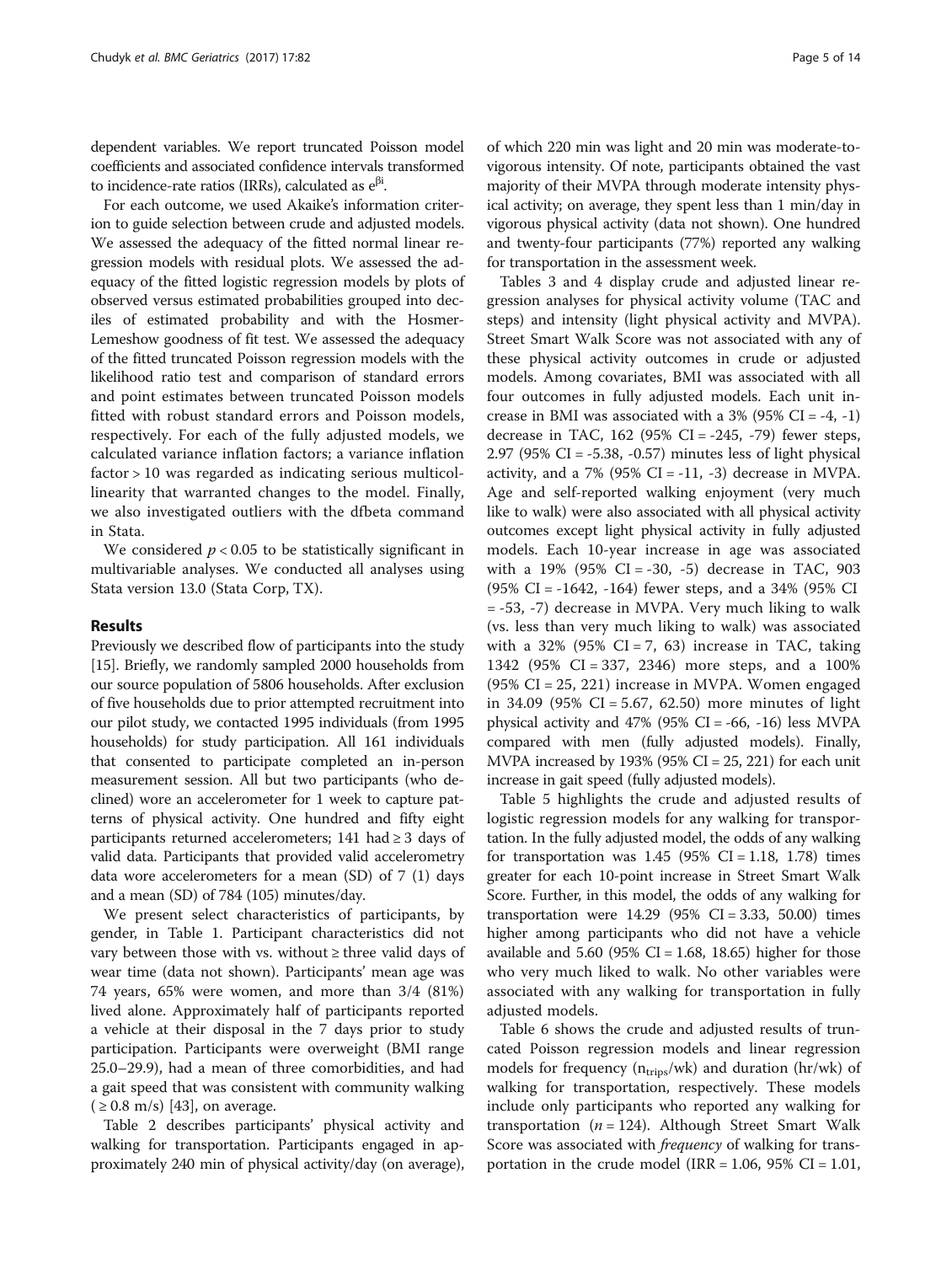dependent variables. We report truncated Poisson model coefficients and associated confidence intervals transformed to incidence-rate ratios (IRRs), calculated as $e^{\beta i}$.

For each outcome, we used Akaike's information criterion to guide selection between crude and adjusted models. We assessed the adequacy of the fitted normal linear regression models with residual plots. We assessed the adequacy of the fitted logistic regression models by plots of observed versus estimated probabilities grouped into deciles of estimated probability and with the Hosmer-Lemeshow goodness of fit test. We assessed the adequacy of the fitted truncated Poisson regression models with the likelihood ratio test and comparison of standard errors and point estimates between truncated Poisson models fitted with robust standard errors and Poisson models, respectively. For each of the fully adjusted models, we calculated variance inflation factors; a variance inflation factor > 10 was regarded as indicating serious multicollinearity that warranted changes to the model. Finally, we also investigated outliers with the dfbeta command in Stata.

We considered $p < 0.05$ to be statistically significant in multivariable analyses. We conducted all analyses using Stata version 13.0 (Stata Corp, TX).

## Results

Previously we described flow of participants into the study [15]. Briefly, we randomly sampled 2000 households from our source population of 5806 households. After exclusion of five households due to prior attempted recruitment into our pilot study, we contacted 1995 individuals (from 1995 households) for study participation. All 161 individuals that consented to participate completed an in-person measurement session. All but two participants (who declined) wore an accelerometer for 1 week to capture patterns of physical activity. One hundred and fifty eight participants returned accelerometers; 141 had ≥ 3 days of valid data. Participants that provided valid accelerometry data wore accelerometers for a mean (SD) of 7 (1) days and a mean (SD) of 784 (105) minutes/day.

We present select characteristics of participants, by gender, in Table 1. Participant characteristics did not vary between those with vs. without ≥ three valid days of wear time (data not shown). Participants' mean age was 74 years, 65% were women, and more than 3/4 (81%) lived alone. Approximately half of participants reported a vehicle at their disposal in the 7 days prior to study participation. Participants were overweight (BMI range 25.0–29.9), had a mean of three comorbidities, and had a gait speed that was consistent with community walking (≥ 0.8 m/s) [43], on average.

Table 2 describes participants' physical activity and walking for transportation. Participants engaged in approximately 240 min of physical activity/day (on average), of which 220 min was light and 20 min was moderate-to-vigorous intensity. Of note, participants obtained the vast majority of their MVPA through moderate intensity physical activity; on average, they spent less than 1 min/day in vigorous physical activity (data not shown). One hundred and twenty-four participants (77%) reported any walking for transportation in the assessment week.

Tables 3 and 4 display crude and adjusted linear regression analyses for physical activity volume (TAC and steps) and intensity (light physical activity and MVPA). Street Smart Walk Score was not associated with any of these physical activity outcomes in crude or adjusted models. Among covariates, BMI was associated with all four outcomes in fully adjusted models. Each unit increase in BMI was associated with a 3% (95% CI = -4, -1) decrease in TAC, 162 (95% CI = -245, -79) fewer steps, 2.97 (95% CI = -5.38, -0.57) minutes less of light physical activity, and a 7% (95% CI = -11, -3) decrease in MVPA. Age and self-reported walking enjoyment (very much like to walk) were also associated with all physical activity outcomes except light physical activity in fully adjusted models. Each 10-year increase in age was associated with a 19% (95% CI = -30, -5) decrease in TAC, 903 (95% CI = -1642, -164) fewer steps, and a 34% (95% CI = -53, -7) decrease in MVPA. Very much liking to walk (vs. less than very much liking to walk) was associated with a 32% (95% CI = 7, 63) increase in TAC, taking 1342 (95% CI = 337, 2346) more steps, and a 100% (95% CI = 25, 221) increase in MVPA. Women engaged in 34.09 (95% CI = 5.67, 62.50) more minutes of light physical activity and 47% (95% CI = -66, -16) less MVPA compared with men (fully adjusted models). Finally, MVPA increased by 193% (95% CI = 25, 221) for each unit increase in gait speed (fully adjusted models).

Table 5 highlights the crude and adjusted results of logistic regression models for any walking for transportation. In the fully adjusted model, the odds of any walking for transportation was 1.45 (95% CI = 1.18, 1.78) times greater for each 10-point increase in Street Smart Walk Score. Further, in this model, the odds of any walking for transportation were 14.29 (95% CI = 3.33, 50.00) times higher among participants who did not have a vehicle available and 5.60 (95% CI = 1.68, 18.65) higher for those who very much liked to walk. No other variables were associated with any walking for transportation in fully adjusted models.

Table 6 shows the crude and adjusted results of truncated Poisson regression models and linear regression models for frequency ($n_{trips}$/wk) and duration (hr/wk) of walking for transportation, respectively. These models include only participants who reported any walking for transportation ($n = 124$). Although Street Smart Walk Score was associated with *frequency* of walking for transportation in the crude model (IRR = 1.06, 95% CI = 1.01,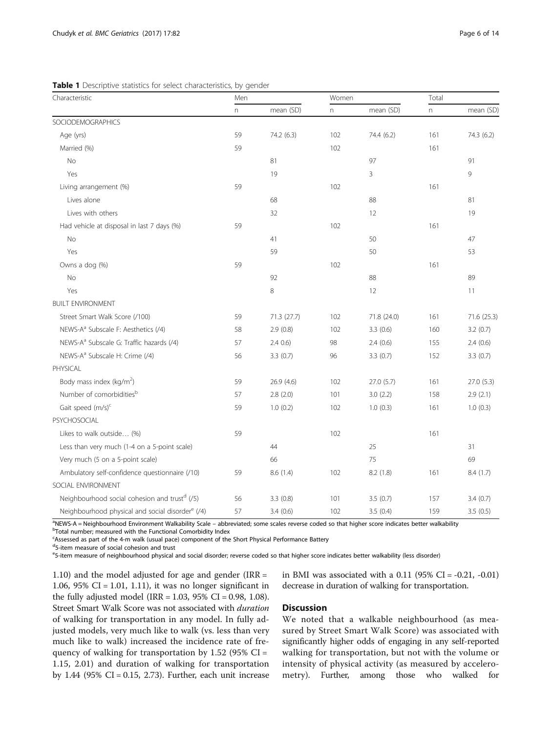**Table 1** Descriptive statistics for select characteristics, by gender

| Characteristic | Men | | Women | | Total | |
|---|---|---|---|---|---|---|
| | n | mean (SD) | n | mean (SD) | n | mean (SD) |
| SOCIODEMOGRAPHICS | | | | | | |
| Age (yrs) | 59 | 74.2 (6.3) | 102 | 74.4 (6.2) | 161 | 74.3 (6.2) |
| Married (%) | 59 | | 102 | | 161 | |
| No | | 81 | | 97 | | 91 |
| Yes | | 19 | | 3 | | 9 |
| Living arrangement (%) | 59 | | 102 | | 161 | |
| Lives alone | | 68 | | 88 | | 81 |
| Lives with others | | 32 | | 12 | | 19 |
| Had vehicle at disposal in last 7 days (%) | 59 | | 102 | | 161 | |
| No | | 41 | | 50 | | 47 |
| Yes | | 59 | | 50 | | 53 |
| Owns a dog (%) | 59 | | 102 | | 161 | |
| No | | 92 | | 88 | | 89 |
| Yes | | 8 | | 12 | | 11 |
| BUILT ENVIRONMENT | | | | | | |
| Street Smart Walk Score (/100) | 59 | 71.3 (27.7) | 102 | 71.8 (24.0) | 161 | 71.6 (25.3) |
| NEWS-A[a] Subscale F: Aesthetics (/4) | 58 | 2.9 (0.8) | 102 | 3.3 (0.6) | 160 | 3.2 (0.7) |
| NEWS-A[a] Subscale G: Traffic hazards (/4) | 57 | 2.4 0.6) | 98 | 2.4 (0.6) | 155 | 2.4 (0.6) |
| NEWS-A[a] Subscale H: Crime (/4) | 56 | 3.3 (0.7) | 96 | 3.3 (0.7) | 152 | 3.3 (0.7) |
| PHYSICAL | | | | | | |
| Body mass index (kg/m$^2$) | 59 | 26.9 (4.6) | 102 | 27.0 (5.7) | 161 | 27.0 (5.3) |
| Number of comorbidities[b] | 57 | 2.8 (2.0) | 101 | 3.0 (2.2) | 158 | 2.9 (2.1) |
| Gait speed (m/s)[c] | 59 | 1.0 (0.2) | 102 | 1.0 (0.3) | 161 | 1.0 (0.3) |
| PSYCHOSOCIAL | | | | | | |
| Likes to walk outside… (%) | 59 | | 102 | | 161 | |
| Less than very much (1-4 on a 5-point scale) | | 44 | | 25 | | 31 |
| Very much (5 on a 5-point scale) | | 66 | | 75 | | 69 |
| Ambulatory self-confidence questionnaire (/10) | 59 | 8.6 (1.4) | 102 | 8.2 (1.8) | 161 | 8.4 (1.7) |
| SOCIAL ENVIRONMENT | | | | | | |
| Neighbourhood social cohesion and trust[d] (/5) | 56 | 3.3 (0.8) | 101 | 3.5 (0.7) | 157 | 3.4 (0.7) |
| Neighbourhood physical and social disorder[e] (/4) | 57 | 3.4 (0.6) | 102 | 3.5 (0.4) | 159 | 3.5 (0.5) |

[a]NEWS-A = Neighbourhood Environment Walkability Scale – abbreviated; some scales reverse coded so that higher score indicates better walkability
[b]Total number; measured with the Functional Comorbidity Index
[c]Assessed as part of the 4-m walk (usual pace) component of the Short Physical Performance Battery
[d]5-item measure of social cohesion and trust
[e]5-item measure of neighbourhood physical and social disorder; reverse coded so that higher score indicates better walkability (less disorder)

1.10) and the model adjusted for age and gender (IRR = 1.06, 95% CI = 1.01, 1.11), it was no longer significant in the fully adjusted model (IRR = 1.03, 95% CI = 0.98, 1.08). Street Smart Walk Score was not associated with *duration* of walking for transportation in any model. In fully adjusted models, very much like to walk (vs. less than very much like to walk) increased the incidence rate of frequency of walking for transportation by 1.52 (95% CI = 1.15, 2.01) and duration of walking for transportation by 1.44 (95% CI = 0.15, 2.73). Further, each unit increase in BMI was associated with a 0.11 (95% CI = -0.21, -0.01) decrease in duration of walking for transportation.

## Discussion

We noted that a walkable neighbourhood (as measured by Street Smart Walk Score) was associated with significantly higher odds of engaging in any self-reported walking for transportation, but not with the volume or intensity of physical activity (as measured by accelerometry). Further, among those who walked for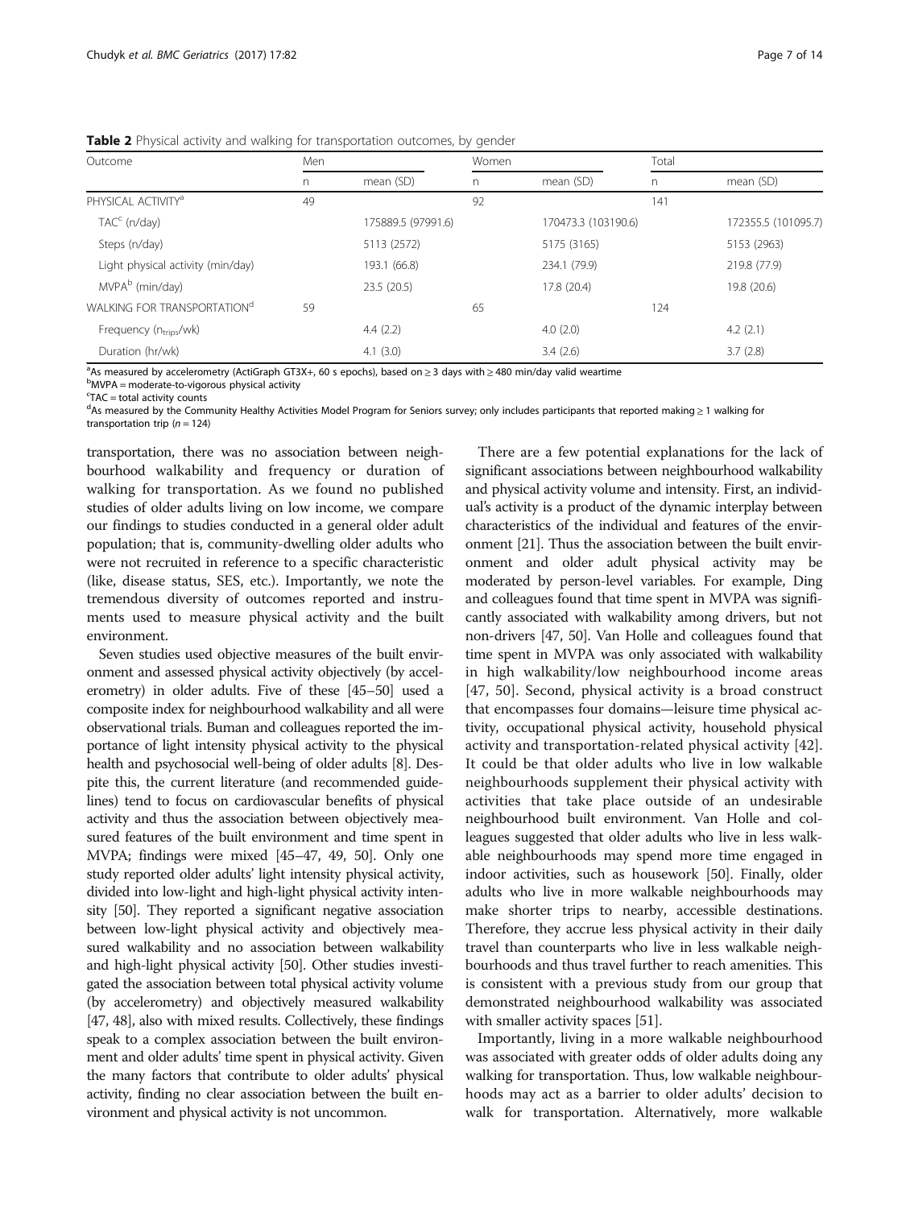**Table 2** Physical activity and walking for transportation outcomes, by gender

| Outcome | Men | | Women | | Total | |
|---|---|---|---|---|---|---|
| | n | mean (SD) | n | mean (SD) | n | mean (SD) |
| PHYSICAL ACTIVITY[a] | 49 | | 92 | | 141 | |
| TAC[c] (n/day) | | 175889.5 (97991.6) | | 170473.3 (103190.6) | | 172355.5 (101095.7) |
| Steps (n/day) | | 5113 (2572) | | 5175 (3165) | | 5153 (2963) |
| Light physical activity (min/day) | | 193.1 (66.8) | | 234.1 (79.9) | | 219.8 (77.9) |
| MVPA[b] (min/day) | | 23.5 (20.5) | | 17.8 (20.4) | | 19.8 (20.6) |
| WALKING FOR TRANSPORTATION[d] | 59 | | 65 | | 124 | |
| Frequency ($n_{trips}$/wk) | | 4.4 (2.2) | | 4.0 (2.0) | | 4.2 (2.1) |
| Duration (hr/wk) | | 4.1 (3.0) | | 3.4 (2.6) | | 3.7 (2.8) |

[a]As measured by accelerometry (ActiGraph GT3X+, 60 s epochs), based on ≥ 3 days with ≥ 480 min/day valid weartime
[b]MVPA = moderate-to-vigorous physical activity
[c]TAC = total activity counts
[d]As measured by the Community Healthy Activities Model Program for Seniors survey; only includes participants that reported making ≥ 1 walking for transportation trip (n = 124)

transportation, there was no association between neighbourhood walkability and frequency or duration of walking for transportation. As we found no published studies of older adults living on low income, we compare our findings to studies conducted in a general older adult population; that is, community-dwelling older adults who were not recruited in reference to a specific characteristic (like, disease status, SES, etc.). Importantly, we note the tremendous diversity of outcomes reported and instruments used to measure physical activity and the built environment.

Seven studies used objective measures of the built environment and assessed physical activity objectively (by accelerometry) in older adults. Five of these [45–50] used a composite index for neighbourhood walkability and all were observational trials. Buman and colleagues reported the importance of light intensity physical activity to the physical health and psychosocial well-being of older adults [8]. Despite this, the current literature (and recommended guidelines) tend to focus on cardiovascular benefits of physical activity and thus the association between objectively measured features of the built environment and time spent in MVPA; findings were mixed [45–47, 49, 50]. Only one study reported older adults' light intensity physical activity, divided into low-light and high-light physical activity intensity [50]. They reported a significant negative association between low-light physical activity and objectively measured walkability and no association between walkability and high-light physical activity [50]. Other studies investigated the association between total physical activity volume (by accelerometry) and objectively measured walkability [47, 48], also with mixed results. Collectively, these findings speak to a complex association between the built environment and older adults' time spent in physical activity. Given the many factors that contribute to older adults' physical activity, finding no clear association between the built environment and physical activity is not uncommon.

There are a few potential explanations for the lack of significant associations between neighbourhood walkability and physical activity volume and intensity. First, an individual's activity is a product of the dynamic interplay between characteristics of the individual and features of the environment [21]. Thus the association between the built environment and older adult physical activity may be moderated by person-level variables. For example, Ding and colleagues found that time spent in MVPA was significantly associated with walkability among drivers, but not non-drivers [47, 50]. Van Holle and colleagues found that time spent in MVPA was only associated with walkability in high walkability/low neighbourhood income areas [47, 50]. Second, physical activity is a broad construct that encompasses four domains—leisure time physical activity, occupational physical activity, household physical activity and transportation-related physical activity [42]. It could be that older adults who live in low walkable neighbourhoods supplement their physical activity with activities that take place outside of an undesirable neighbourhood built environment. Van Holle and colleagues suggested that older adults who live in less walkable neighbourhoods may spend more time engaged in indoor activities, such as housework [50]. Finally, older adults who live in more walkable neighbourhoods may make shorter trips to nearby, accessible destinations. Therefore, they accrue less physical activity in their daily travel than counterparts who live in less walkable neighbourhoods and thus travel further to reach amenities. This is consistent with a previous study from our group that demonstrated neighbourhood walkability was associated with smaller activity spaces [51].

Importantly, living in a more walkable neighbourhood was associated with greater odds of older adults doing any walking for transportation. Thus, low walkable neighbourhoods may act as a barrier to older adults' decision to walk for transportation. Alternatively, more walkable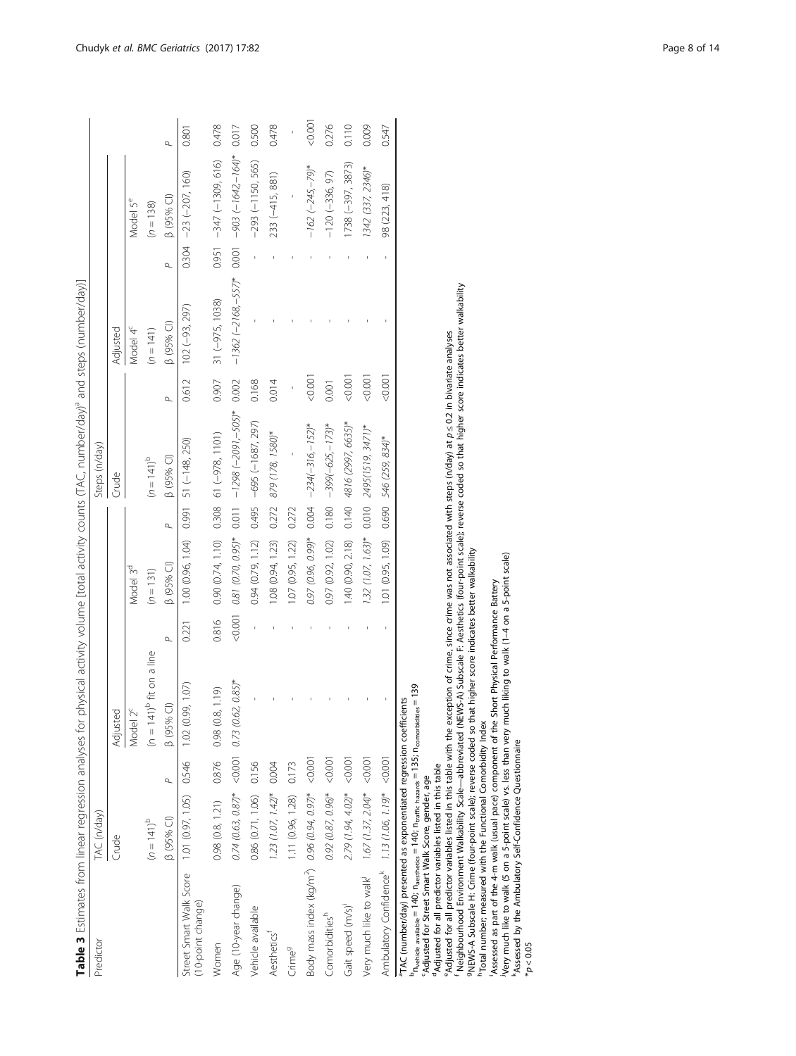**Table 3** Estimates from linear regression analyses for physical activity volume [total activity counts (TAC, number/day)[a] and steps (number/day)]

| Predictor | TAC (n/day) | | | | | | Steps (n/day) | | | | | |
|---|---|---|---|---|---|---|---|---|---|---|---|---|
| | Crude | | Adjusted | | | | Crude | | Adjusted | | | |
| | | | Model 2[c] | | Model 3[d] | | | | Model 4[c] | | Model 5[e] | |
| | (n = 141)[b] | | (n = 141)[b] fit on a line | | (n = 131) | | (n = 141)[b] | | (n = 141) | | (n = 138) | |
| | β (95% CI) | P | β (95% CI) | P | β (95% CI) | P | β (95% CI) | P | β (95% CI) | P | β (95% CI) | P |
| Street Smart Walk Score (10-point change) | 1.01 (0.97, 1.05) | 0.546 | 1.02 (0.99, 1.07) | 0.221 | 1.00 (0.96, 1.04) | 0.991 | 51 (−148, 250) | 0.612 | 102 (−93, 297) | 0.304 | −23 (−207, 160) | 0.801 |
| Women | 0.98 (0.8, 1.21) | 0.876 | 0.98 (0.8, 1.19) | 0.816 | 0.90 (0.74, 1.10) | 0.308 | 61 (−978, 1101) | 0.907 | 31 (−975, 1038) | 0.951 | −347 (−1309, 616) | 0.478 |
| Age (10-year change) | *0.74 (0.63, 0.87)** | <0.001 | *0.73 (0.62, 0.85)** | <0.001 | *0.81 (0.70, 0.95)** | 0.011 | *−1298 (−2091,−505)** | 0.002 | *−1362 (−2168,−557)** | 0.001 | *−903 (−1642,−164)** | 0.017 |
| Vehicle available | 0.86 (0.71, 1.06) | 0.156 | - | - | 0.94 (0.79, 1.12) | 0.495 | −695 (−1687, 297) | 0.168 | - | - | −293 (−1150, 565) | 0.500 |
| Aesthetics[f] | *1.23 (1.07, 1.42)** | 0.004 | - | - | 1.08 (0.94, 1.23) | 0.272 | *879 (178, 1580)** | 0.014 | - | - | 233 (−415, 881) | 0.478 |
| Crime[g] | 1.11 (0.96, 1.28) | 0.173 | - | - | 1.07 (0.95, 1.22) | 0.272 | - | - | - | - | - | - |
| Body mass index (kg/m²) | *0.96 (0.94, 0.97)** | <0.001 | - | - | *0.97 (0.96, 0.99)** | 0.004 | *−234(−316,−152)** | <0.001 | - | - | *−162 (−245,−79)** | <0.001 |
| Comorbidities[h] | *0.92 (0.87, 0.96)** | <0.001 | - | - | 0.97 (0.92, 1.02) | 0.180 | *−399(−625,−173)** | 0.001 | - | - | −120 (−336, 97) | 0.276 |
| Gait speed (m/s)[i] | *2.79 (1.94, 4.02)** | <0.001 | - | - | 1.40 (0.90, 2.18) | 0.140 | *4816 (2997, 6635)** | <0.001 | - | - | 1738 (−397, 3873) | 0.110 |
| Very much like to walk[j] | *1.67 (1.37, 2.04)** | <0.001 | - | - | *1.32 (1.07, 1.63)** | 0.010 | *2495(1519, 3471)** | <0.001 | - | - | *1342 (337, 2346)** | 0.009 |
| Ambulatory Confidence[k] | *1.13 (1.06, 1.19)** | <0.001 | - | - | 1.01 (0.95, 1.09) | 0.690 | *546 (259, 834)** | <0.001 | - | - | 98 (223, 418) | 0.547 |

[a]TAC (number/day) presented as exponentiated regression coefficients
[b]$n_{vehicle\ available} = 140$; $n_{aesthetics} = 140$; $n_{traffic\ hazards} = 135$; $n_{comorbidities} = 139$
[c]Adjusted for Street Smart Walk Score, gender, age
[d]Adjusted for all predictor variables listed in this table
[e]Adjusted for all predictor variables listed in this table with the exception of crime, since crime was not associated with steps (n/day) at $p \leq 0.2$ in bivariate analyses
[f] Neighbourhood Environment Walkability Scale—abbreviated (NEWS-A) Subscale F: Aesthetics (four-point scale); reverse coded so that higher score indicates better walkability
[g]NEWS-A Subscale H: Crime (four-point scale); reverse coded so that higher score indicates better walkability
[h]Total number; measured with the Functional Comorbidity Index
[i]Assessed as part of the 4-m walk (usual pace) component of the Short Physical Performance Battery
[j]Very much like to walk (5 on a 5-point scale) vs. less than very much liking to walk (1–4 on a 5-point scale)
[k]Assessed by the Ambulatory Self-Confidence Questionnaire
*$p < 0.05$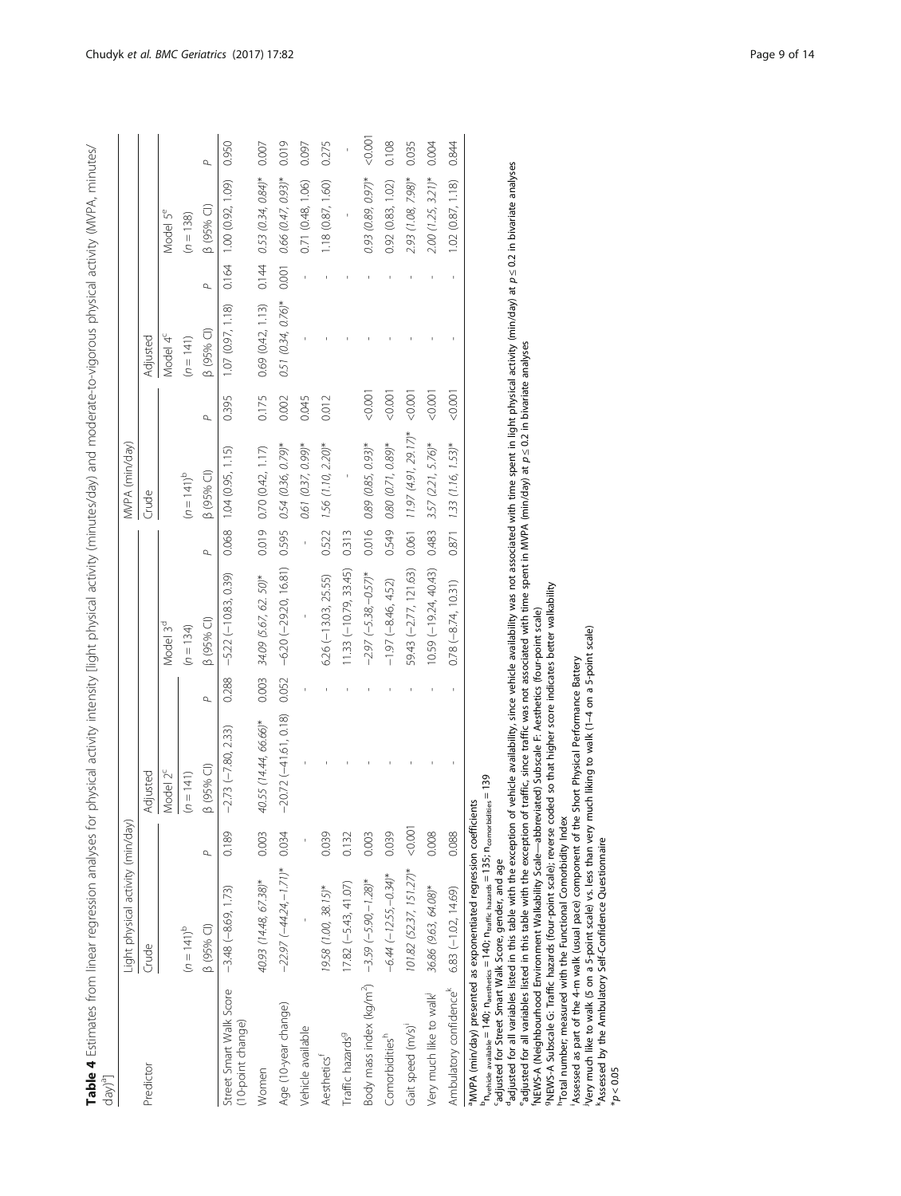**Table 4** Estimates from linear regression analyses for physical activity intensity [light physical activity (minutes/day) and moderate-to-vigorous physical activity (MVPA, minutes/day)[a]]

| Predictor | Light physical activity (min/day) | | | | | | MVPA (min/day) | | | | | |
|---|---|---|---|---|---|---|---|---|---|---|---|---|
| | Crude | | Adjusted | | | | Crude | | Adjusted | | | |
| | | | Model 2[c] | | Model 3[d] | | | | Model 4[c] | | Model 5[e] | |
| | ($n = 141$)[b] | | ($n = 141$) | | ($n = 134$) | | ($n = 141$)[b] | | ($n = 141$) | | ($n = 138$) | |
| | β (95% CI) | P | β (95% CI) | P | β (95% CI) | P | β (95% CI) | P | β (95% CI) | P | β (95% CI) | P |
| Street Smart Walk Score (10-point change) | −3.48 (−8.69, 1.73) | 0.189 | −2.73 (−7.80, 2.33) | 0.288 | −5.22 (−10.83, 0.39) | 0.068 | 1.04 (0.95, 1.15) | 0.395 | 1.07 (0.97, 1.18) | 0.164 | 1.00 (0.92, 1.09) | 0.950 |
| Women | 40.93 (14.48, 67.38)* | 0.003 | 40.55 (14.44, 66.66)* | 0.003 | 34.09 (5.67, 62. 50)* | 0.019 | 0.70 (0.42, 1.17) | 0.175 | 0.69 (0.42, 1.13) | 0.144 | 0.53 (0.34, 0.84)* | 0.007 |
| Age (10-year change) | −22.97 (−44.24, −1.71)* | 0.034 | −20.72 (−41.61, 0.18) | 0.052 | −6.20 (−29.20, 16.81) | 0.595 | 0.54 (0.36, 0.79)* | 0.002 | 0.51 (0.34, 0.76)* | 0.001 | 0.66 (0.47, 0.93)* | 0.019 |
| Vehicle available | - | - | - | - | - | - | 0.61 (0.37, 0.99)* | 0.045 | - | - | 0.71 (0.48, 1.06) | 0.097 |
| Aesthetics[f] | 19.58 (1.00, 38.15)* | 0.039 | - | - | 6.26 (−13.03, 25.55) | 0.522 | 1.56 (1.10, 2.20)* | 0.012 | - | - | 1.18 (0.87, 1.60) | 0.275 |
| Traffic hazards[g] | 17.82 (−5.43, 41.07) | 0.132 | - | - | 11.33 (−10.79, 33.45) | 0.313 | - | - | - | - | - | - |
| Body mass index (kg/m$^2$) | −3.59 (−5.90, −1.28)* | 0.003 | - | - | −2.97 (−5.38, −0.57)* | 0.016 | 0.89 (0.85, 0.93)* | <0.001 | - | - | 0.93 (0.89, 0.97)* | <0.001 |
| Comorbidities[h] | −6.44 (−12.55, −0.34)* | 0.039 | - | - | −1.97 (−8.46, 4.52) | 0.549 | 0.80 (0.71, 0.89)* | <0.001 | - | - | 0.92 (0.83, 1.02) | 0.108 |
| Gait speed (m/s)[i] | 101.82 (52.37, 151.27)* | <0.001 | - | - | 59.43 (−2.77, 121.63) | 0.061 | 11.97 (4.91, 29.17)* | <0.001 | - | - | 2.93 (1.08, 7.98)* | 0.035 |
| Very much like to walk[j] | 36.86 (9.63, 64.08)* | 0.008 | - | - | 10.59 (−19.24, 40.43) | 0.483 | 3.57 (2.21, 5.76)* | <0.001 | - | - | 2.00 (1.25, 3.21)* | 0.004 |
| Ambulatory confidence[k] | 6.83 (−1.02, 14.69) | 0.088 | - | - | 0.78 (−8.74, 10.31) | 0.871 | 1.33 (1.16, 1.53)* | <0.001 | - | - | 1.02 (0.87, 1.18) | 0.844 |

[a]MVPA (min/day) presented as exponentiated regression coefficients
[b]$n_{vehicle\ available} = 140$; $n_{aesthetics} = 140$; $n_{traffic\ hazards} = 135$; $n_{comorbidities} = 139$
[c]adjusted for Street Smart Walk Score, gender, and age
[d]adjusted for all variables listed in this table with the exception of vehicle availability, since vehicle availability was not associated with time spent in light physical activity (min/day) at $p \leq 0.2$ in bivariate analyses
[e]adjusted for all variables listed in this table with the exception of traffic, since traffic was not associated with time spent in MVPA (min/day) at $p \leq 0.2$ in bivariate analyses
[f]NEWS-A (Neighbourhood Environment Walkability Scale—abbreviated) Subscale F: Aesthetics (four-point scale)
[g]NEWS-A Subscale G: Traffic hazards (four-point scale); reverse coded so that higher score indicates better walkability
[h]Total number; measured with the Functional Comorbidity Index
[i]Assessed as part of the 4-m walk (usual pace) component of the Short Physical Performance Battery
[j]Very much like to walk (5 on a 5-point scale) vs. less than very much liking to walk (1–4 on a 5-point scale)
[k]Assessed by the Ambulatory Self-Confidence Questionnaire
*$p < 0.05$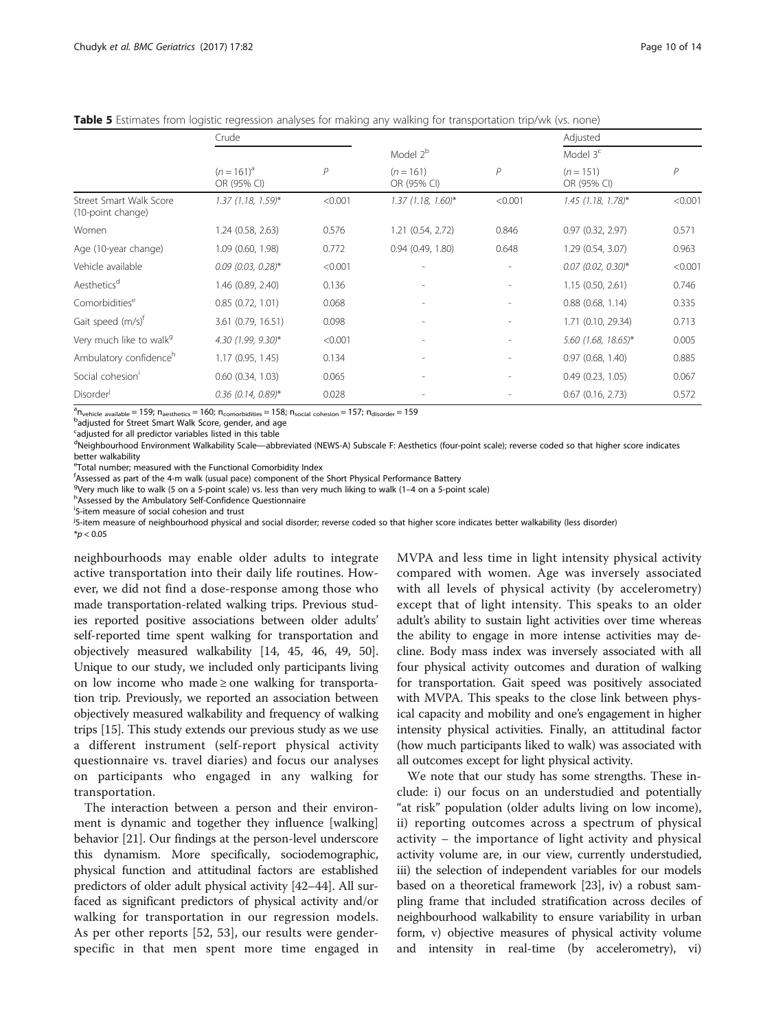**Table 5** Estimates from logistic regression analyses for making any walking for transportation trip/wk (vs. none)

| | Crude | | | | Adjusted | |
|---|---|---|---|---|---|---|
| | | | Model 2[b] | | Model 3[c] | |
| | ($n = 161$)[a] OR (95% CI) | P | ($n = 161$) OR (95% CI) | P | ($n = 151$) OR (95% CI) | P |
| Street Smart Walk Score (10-point change) | *1.37 (1.18, 1.59)** | <0.001 | *1.37 (1.18, 1.60)** | <0.001 | *1.45 (1.18, 1.78)** | <0.001 |
| Women | 1.24 (0.58, 2.63) | 0.576 | 1.21 (0.54, 2.72) | 0.846 | 0.97 (0.32, 2.97) | 0.571 |
| Age (10-year change) | 1.09 (0.60, 1.98) | 0.772 | 0.94 (0.49, 1.80) | 0.648 | 1.29 (0.54, 3.07) | 0.963 |
| Vehicle available | *0.09 (0.03, 0.28)** | <0.001 | - | - | *0.07 (0.02, 0.30)** | <0.001 |
| Aesthetics[d] | 1.46 (0.89, 2.40) | 0.136 | - | - | 1.15 (0.50, 2.61) | 0.746 |
| Comorbidities[e] | 0.85 (0.72, 1.01) | 0.068 | - | - | 0.88 (0.68, 1.14) | 0.335 |
| Gait speed (m/s)[f] | 3.61 (0.79, 16.51) | 0.098 | - | - | 1.71 (0.10, 29.34) | 0.713 |
| Very much like to walk[g] | *4.30 (1.99, 9.30)** | <0.001 | - | - | *5.60 (1.68, 18.65)** | 0.005 |
| Ambulatory confidence[h] | 1.17 (0.95, 1.45) | 0.134 | - | - | 0.97 (0.68, 1.40) | 0.885 |
| Social cohesion[i] | 0.60 (0.34, 1.03) | 0.065 | - | - | 0.49 (0.23, 1.05) | 0.067 |
| Disorder[j] | *0.36 (0.14, 0.89)** | 0.028 | - | - | 0.67 (0.16, 2.73) | 0.572 |

[a] $n_{vehicle\ available} = 159$; $n_{aesthetics} = 160$; $n_{comorbidities} = 158$; $n_{social\ cohesion} = 157$; $n_{disorder} = 159$
[b] adjusted for Street Smart Walk Score, gender, and age
[c] adjusted for all predictor variables listed in this table
[d] Neighbourhood Environment Walkability Scale—abbreviated (NEWS-A) Subscale F: Aesthetics (four-point scale); reverse coded so that higher score indicates better walkability
[e] Total number; measured with the Functional Comorbidity Index
[f] Assessed as part of the 4-m walk (usual pace) component of the Short Physical Performance Battery
[g] Very much like to walk (5 on a 5-point scale) vs. less than very much liking to walk (1–4 on a 5-point scale)
[h] Assessed by the Ambulatory Self-Confidence Questionnaire
[i] 5-item measure of social cohesion and trust
[j] 5-item measure of neighbourhood physical and social disorder; reverse coded so that higher score indicates better walkability (less disorder)
*$p < 0.05$

neighbourhoods may enable older adults to integrate active transportation into their daily life routines. However, we did not find a dose-response among those who made transportation-related walking trips. Previous studies reported positive associations between older adults' self-reported time spent walking for transportation and objectively measured walkability [14, 45, 46, 49, 50]. Unique to our study, we included only participants living on low income who made ≥ one walking for transportation trip. Previously, we reported an association between objectively measured walkability and frequency of walking trips [15]. This study extends our previous study as we use a different instrument (self-report physical activity questionnaire vs. travel diaries) and focus our analyses on participants who engaged in any walking for transportation.

The interaction between a person and their environment is dynamic and together they influence [walking] behavior [21]. Our findings at the person-level underscore this dynamism. More specifically, sociodemographic, physical function and attitudinal factors are established predictors of older adult physical activity [42–44]. All surfaced as significant predictors of physical activity and/or walking for transportation in our regression models. As per other reports [52, 53], our results were gender-specific in that men spent more time engaged in MVPA and less time in light intensity physical activity compared with women. Age was inversely associated with all levels of physical activity (by accelerometry) except that of light intensity. This speaks to an older adult's ability to sustain light activities over time whereas the ability to engage in more intense activities may decline. Body mass index was inversely associated with all four physical activity outcomes and duration of walking for transportation. Gait speed was positively associated with MVPA. This speaks to the close link between physical capacity and mobility and one's engagement in higher intensity physical activities. Finally, an attitudinal factor (how much participants liked to walk) was associated with all outcomes except for light physical activity.

We note that our study has some strengths. These include: i) our focus on an understudied and potentially "at risk" population (older adults living on low income), ii) reporting outcomes across a spectrum of physical activity – the importance of light activity and physical activity volume are, in our view, currently understudied, iii) the selection of independent variables for our models based on a theoretical framework [23], iv) a robust sampling frame that included stratification across deciles of neighbourhood walkability to ensure variability in urban form, v) objective measures of physical activity volume and intensity in real-time (by accelerometry), vi)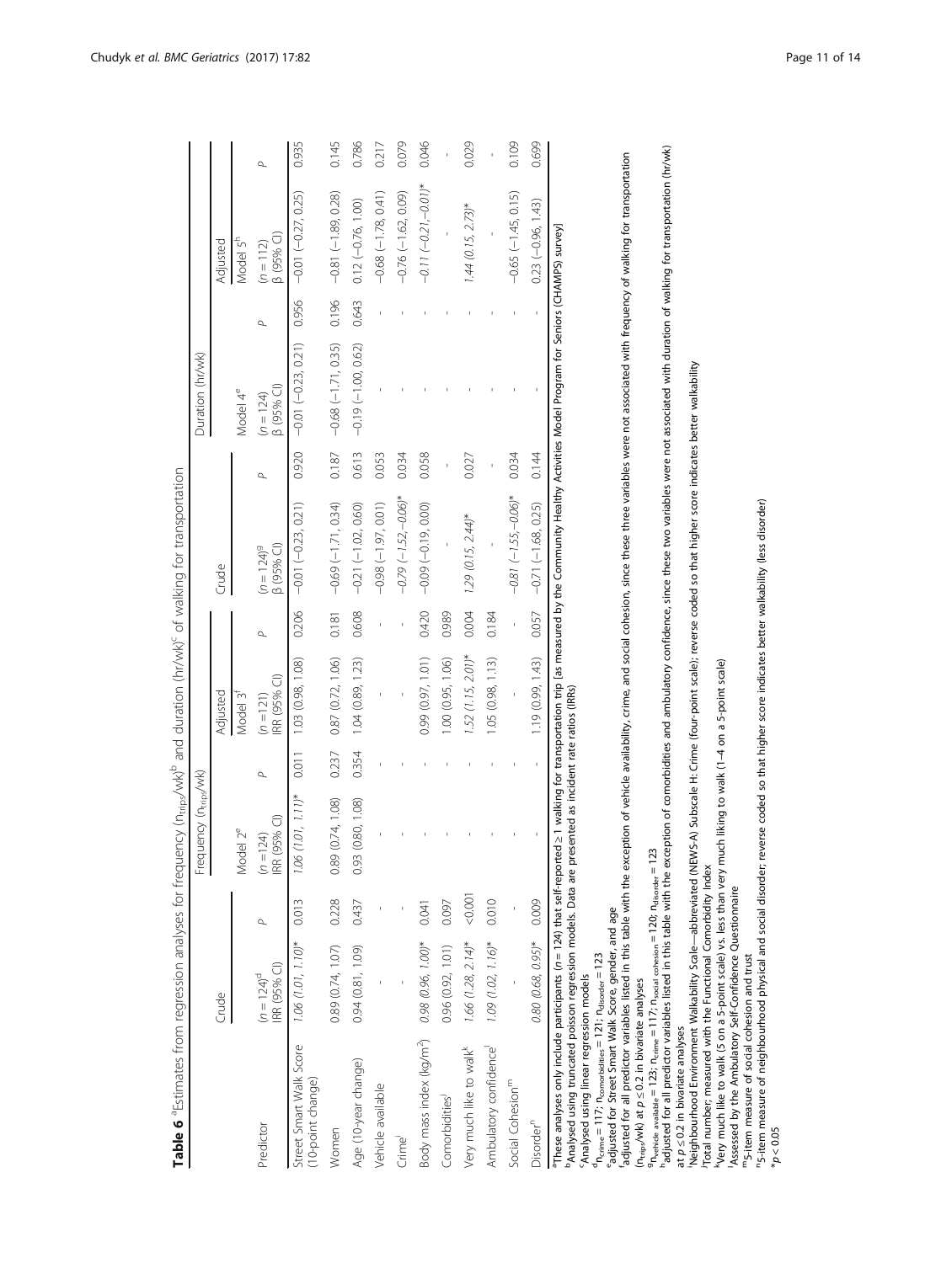**Table 6** [a]Estimates from regression analyses for frequency ($n_{trips}$/wk)[b] and duration (hr/wk)[c] of walking for transportation

| Predictor | Frequency ($n_{trips}$/wk) | | | | | | Duration (hr/wk) | | | | | |
|---|---|---|---|---|---|---|---|---|---|---|---|---|
| | Crude | | Model 2[e] | | Adjusted Model 3[f] | | Crude | | Model 4[e] | | Adjusted Model 5[h] | |
| | (n = 124)[d] IRR (95% CI) | p | (n = 124) IRR (95% CI) | p | (n = 121) IRR (95% CI) | p | (n = 124)[g] β (95% CI) | p | (n = 124) β (95% CI) | p | (n = 112) β (95% CI) | p |
| Street Smart Walk Score (10-point change) | *1.06 (1.01, 1.10)** | 0.013 | *1.06 (1.01, 1.11)** | 0.011 | 1.03 (0.98, 1.08) | 0.206 | −0.01 (−0.23, 0.21) | 0.920 | −0.01 (−0.23, 0.21) | 0.956 | −0.01 (−0.27, 0.25) | 0.935 |
| Women | 0.89 (0.74, 1.07) | 0.228 | 0.89 (0.74, 1.08) | 0.237 | 0.87 (0.72, 1.06) | 0.181 | −0.69 (−1.71, 0.34) | 0.187 | −0.68 (−1.71, 0.35) | 0.196 | −0.81 (−1.89, 0.28) | 0.145 |
| Age (10-year change) | 0.94 (0.81, 1.09) | 0.437 | 0.93 (0.80, 1.08) | 0.354 | 1.04 (0.89, 1.23) | 0.608 | −0.21 (−1.02, 0.60) | 0.613 | −0.19 (−1.00, 0.62) | 0.643 | 0.12 (−0.76, 1.00) | 0.786 |
| Vehicle available | - | - | - | - | - | - | −0.98 (−1.97, 0.01) | 0.053 | - | - | −0.68 (−1.78, 0.41) | 0.217 |
| Crime[i] | - | - | - | - | - | - | *−0.79 (−1.52, −0.06)** | 0.034 | - | - | −0.76 (−1.62, 0.09) | 0.079 |
| Body mass index (kg/m²) | *0.98 (0.96, 1.00)** | 0.041 | - | - | 0.99 (0.97, 1.01) | 0.420 | −0.09 (−0.19, 0.00) | 0.058 | - | - | *−0.11 (−0.21, −0.01)** | 0.046 |
| Comorbidities[j] | 0.96 (0.92, 1.01) | 0.097 | - | - | 1.00 (0.95, 1.06) | 0.989 | - | - | - | - | - | - |
| Very much like to walk[k] | *1.66 (1.28, 2.14)** | <0.001 | - | - | *1.52 (1.15, 2.01)** | 0.004 | *1.29 (0.15, 2.44)** | 0.027 | - | - | *1.44 (0.15, 2.73)** | 0.029 |
| Ambulatory confidence[l] | *1.09 (1.02, 1.16)** | 0.010 | - | - | 1.05 (0.98, 1.13) | 0.184 | - | - | - | - | - | - |
| Social Cohesion[m] | - | - | - | - | - | - | *−0.81 (−1.55, −0.06)** | 0.034 | - | - | −0.65 (−1.45, 0.15) | 0.109 |
| Disorder[n] | *0.80 (0.68, 0.95)** | 0.009 | - | - | 1.19 (0.99, 1.43) | 0.057 | −0.71 (−1.68, 0.25) | 0.144 | - | - | 0.23 (−0.96, 1.43) | 0.699 |

[a]These analyses only include participants (n = 124) that self-reported ≥ 1 walking for transportation trip [as measured by the Community Healthy Activities Model Program for Seniors (CHAMPS) survey]
[b]Analysed using truncated poisson regression models. Data are presented as incident rate ratios (IRRs)
[c]Analysed using linear regression models
[d]$n_{crime}$ = 117; $n_{comorbidities}$ = 121; $n_{disorder}$ = 123
[e]adjusted for Street Smart Walk Score, gender, and age
[f]adjusted for all predictor variables listed in this table with the exception of vehicle availability, crime, and social cohesion, since these three variables were not associated with frequency of walking for transportation ($n_{trips}$/wk) at $p \le 0.2$ in bivariate analyses
[g]$n_{vehicle\ available}$ = 123; $n_{crime}$ = 117; $n_{social\ cohesion}$ = 120; $n_{disorder}$ = 123
[h]adjusted for all predictor variables listed in this table with the exception of comorbidities and ambulatory confidence, since these two variables were not associated with duration of walking for transportation (hr/wk) at $p \le 0.2$ in bivariate analyses
[i]Neighbourhood Environment Walkability Scale—abbreviated (NEWS-A) Subscale H: Crime (four-point scale); reverse coded so that higher score indicates better walkability
[j]Total number; measured with the Functional Comorbidity Index
[k]Very much like to walk (5 on a 5-point scale) vs. less than very much liking to walk (1–4 on a 5-point scale)
[l]Assessed by the Ambulatory Self-Confidence Questionnaire
[m]5-item measure of social cohesion and trust
[n]5-item measure of neighbourhood physical and social disorder; reverse coded so that higher score indicates better walkability (less disorder)
*$p < 0.05$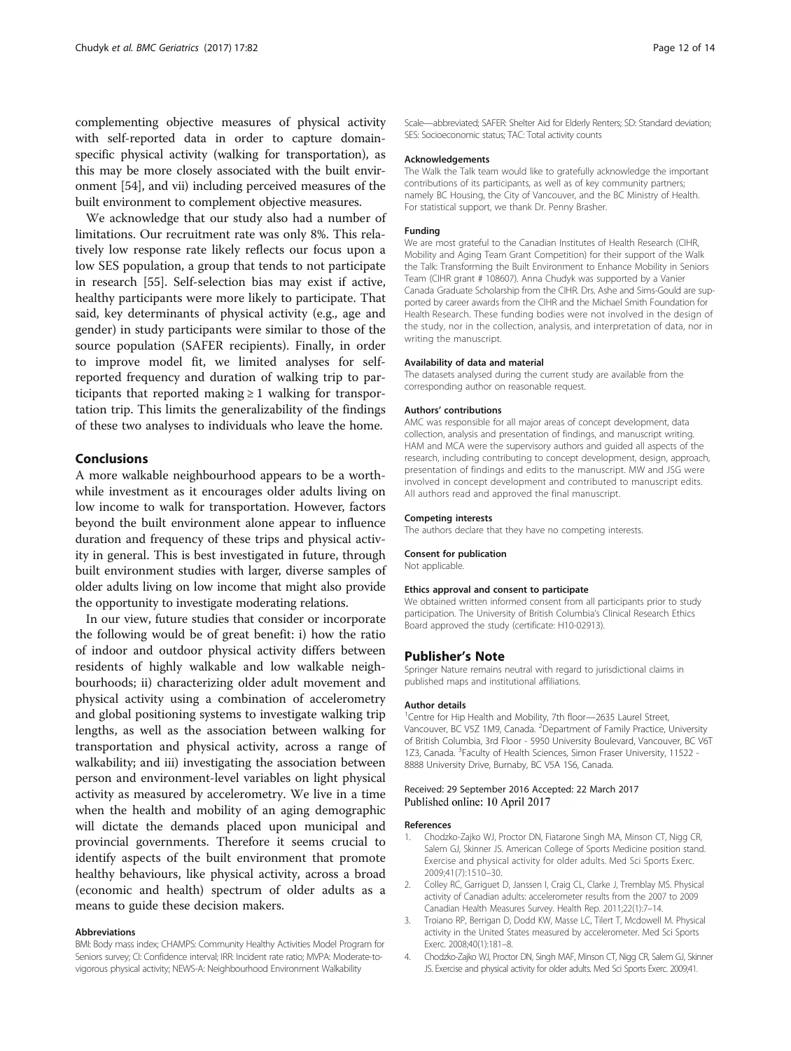complementing objective measures of physical activity with self-reported data in order to capture domain-specific physical activity (walking for transportation), as this may be more closely associated with the built environment [54], and vii) including perceived measures of the built environment to complement objective measures.

We acknowledge that our study also had a number of limitations. Our recruitment rate was only 8%. This relatively low response rate likely reflects our focus upon a low SES population, a group that tends to not participate in research [55]. Self-selection bias may exist if active, healthy participants were more likely to participate. That said, key determinants of physical activity (e.g., age and gender) in study participants were similar to those of the source population (SAFER recipients). Finally, in order to improve model fit, we limited analyses for self-reported frequency and duration of walking trip to participants that reported making ≥ 1 walking for transportation trip. This limits the generalizability of the findings of these two analyses to individuals who leave the home.

## Conclusions

A more walkable neighbourhood appears to be a worthwhile investment as it encourages older adults living on low income to walk for transportation. However, factors beyond the built environment alone appear to influence duration and frequency of these trips and physical activity in general. This is best investigated in future, through built environment studies with larger, diverse samples of older adults living on low income that might also provide the opportunity to investigate moderating relations.

In our view, future studies that consider or incorporate the following would be of great benefit: i) how the ratio of indoor and outdoor physical activity differs between residents of highly walkable and low walkable neighbourhoods; ii) characterizing older adult movement and physical activity using a combination of accelerometry and global positioning systems to investigate walking trip lengths, as well as the association between walking for transportation and physical activity, across a range of walkability; and iii) investigating the association between person and environment-level variables on light physical activity as measured by accelerometry. We live in a time when the health and mobility of an aging demographic will dictate the demands placed upon municipal and provincial governments. Therefore it seems crucial to identify aspects of the built environment that promote healthy behaviours, like physical activity, across a broad (economic and health) spectrum of older adults as a means to guide these decision makers.

#### Abbreviations

BMI: Body mass index; CHAMPS: Community Healthy Activities Model Program for Seniors survey; CI: Confidence interval; IRR: Incident rate ratio; MVPA: Moderate-to-vigorous physical activity; NEWS-A: Neighbourhood Environment Walkability Scale—abbreviated; SAFER: Shelter Aid for Elderly Renters; SD: Standard deviation; SES: Socioeconomic status; TAC: Total activity counts

#### Acknowledgements

The Walk the Talk team would like to gratefully acknowledge the important contributions of its participants, as well as of key community partners; namely BC Housing, the City of Vancouver, and the BC Ministry of Health. For statistical support, we thank Dr. Penny Brasher.

#### Funding

We are most grateful to the Canadian Institutes of Health Research (CIHR, Mobility and Aging Team Grant Competition) for their support of the Walk the Talk: Transforming the Built Environment to Enhance Mobility in Seniors Team (CIHR grant # 108607). Anna Chudyk was supported by a Vanier Canada Graduate Scholarship from the CIHR. Drs. Ashe and Sims-Gould are supported by career awards from the CIHR and the Michael Smith Foundation for Health Research. These funding bodies were not involved in the design of the study, nor in the collection, analysis, and interpretation of data, nor in writing the manuscript.

#### Availability of data and material

The datasets analysed during the current study are available from the corresponding author on reasonable request.

#### Authors' contributions

AMC was responsible for all major areas of concept development, data collection, analysis and presentation of findings, and manuscript writing. HAM and MCA were the supervisory authors and guided all aspects of the research, including contributing to concept development, design, approach, presentation of findings and edits to the manuscript. MW and JSG were involved in concept development and contributed to manuscript edits. All authors read and approved the final manuscript.

#### Competing interests

The authors declare that they have no competing interests.

#### Consent for publication

Not applicable.

#### Ethics approval and consent to participate

We obtained written informed consent from all participants prior to study participation. The University of British Columbia's Clinical Research Ethics Board approved the study (certificate: H10-02913).

## Publisher's Note

Springer Nature remains neutral with regard to jurisdictional claims in published maps and institutional affiliations.

#### Author details

[1]Centre for Hip Health and Mobility, 7th floor—2635 Laurel Street, Vancouver, BC V5Z 1M9, Canada. [2]Department of Family Practice, University of British Columbia, 3rd Floor - 5950 University Boulevard, Vancouver, BC V6T 1Z3, Canada. [3]Faculty of Health Sciences, Simon Fraser University, 11522 - 8888 University Drive, Burnaby, BC V5A 1S6, Canada.

Received: 29 September 2016 Accepted: 22 March 2017
Published online: 10 April 2017

#### References

1. Chodzko-Zajko WJ, Proctor DN, Fiatarone Singh MA, Minson CT, Nigg CR, Salem GJ, Skinner JS. American College of Sports Medicine position stand. Exercise and physical activity for older adults. Med Sci Sports Exerc. 2009;41(7):1510–30.
2. Colley RC, Garriguet D, Janssen I, Craig CL, Clarke J, Tremblay MS. Physical activity of Canadian adults: accelerometer results from the 2007 to 2009 Canadian Health Measures Survey. Health Rep. 2011;22(1):7–14.
3. Troiano RP, Berrigan D, Dodd KW, Masse LC, Tilert T, Mcdowell M. Physical activity in the United States measured by accelerometer. Med Sci Sports Exerc. 2008;40(1):181–8.
4. Chodzko-Zajko WJ, Proctor DN, Singh MAF, Minson CT, Nigg CR, Salem GJ, Skinner JS. Exercise and physical activity for older adults. Med Sci Sports Exerc. 2009;41.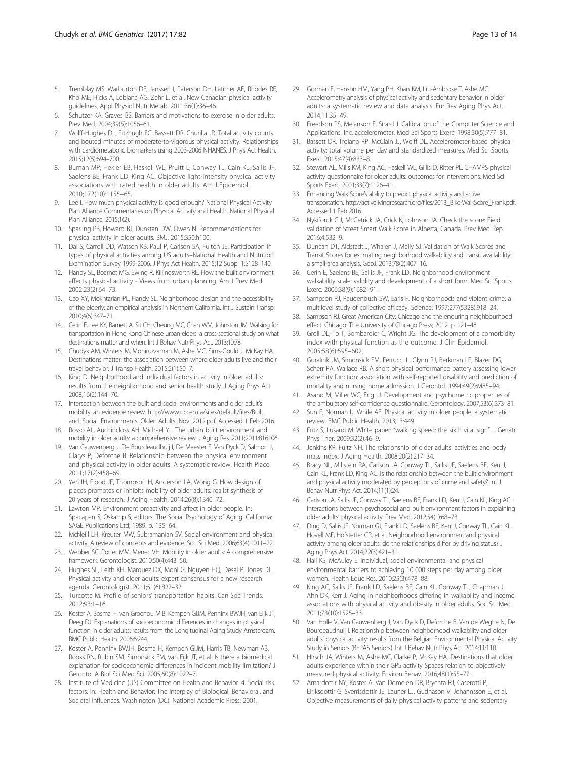5. Tremblay MS, Warburton DE, Janssen I, Paterson DH, Latimer AE, Rhodes RE, Kho ME, Hicks A, Leblanc AG, Zehr L, et al. New Canadian physical activity guidelines. Appl Physiol Nutr Metab. 2011;36(1):36–46.
6. Schutzer KA, Graves BS. Barriers and motivations to exercise in older adults. Prev Med. 2004;39(5):1056–61.
7. Wolff-Hughes DL, Fitzhugh EC, Bassett DR, Churilla JR. Total activity counts and bouted minutes of moderate-to-vigorous physical activity: Relationships with cardiometabolic biomarkers using 2003-2006 NHANES. J Phys Act Health. 2015;12(5):694–700.
8. Buman MP, Hekler EB, Haskell WL, Pruitt L, Conway TL, Cain KL, Sallis JF, Saelens BE, Frank LD, King AC. Objective light-intensity physical activity associations with rated health in older adults. Am J Epidemiol. 2010;172(10):1155–65.
9. Lee I. How much physical activity is good enough? National Physical Activity Plan Alliance Commentaries on Physical Activity and Health. National Physical Plan Alliance. 2015;1(2).
10. Sparling PB, Howard BJ, Dunstan DW, Owen N. Recommendations for physical activity in older adults. BMJ. 2015;350:h100.
11. Dai S, Carroll DD, Watson KB, Paul P, Carlson SA, Fulton JE. Participation in types of physical activities among US adults–National Health and Nutrition Examination Survey 1999-2006. J Phys Act Health. 2015;12 Suppl 1:S128–140.
12. Handy SL, Boarnet MG, Ewing R, Killingsworth RE. How the built environment affects physical activity - Views from urban planning. Am J Prev Med. 2002;23(2):64–73.
13. Cao XY, Mokhtarian PL, Handy SL. Neighborhood design and the accessibility of the elderly: an empirical analysis in Northern California. Int J Sustain Transp. 2010;4(6):347–71.
14. Cerin E, Lee KY, Barnett A, Sit CH, Cheung MC, Chan WM, Johnston JM. Walking for transportation in Hong Kong Chinese urban elders: a cross-sectional study on what destinations matter and when. Int J Behav Nutr Phys Act. 2013;10:78.
15. Chudyk AM, Winters M, Moniruzzaman M, Ashe MC, Sims-Gould J, McKay HA. Destinations matter: the association between where older adults live and their travel behavior. J Transp Health. 2015;2(1):50–7.
16. King D. Neighborhood and individual factors in activity in older adults: results from the neighborhood and senior health study. J Aging Phys Act. 2008;16(2):144–70.
17. Intersection between the built and social environments and older adult's mobility: an evidence review. http://www.ncceh.ca/sites/default/files/Built_and_Social_Environments_Older_Adults_Nov_2012.pdf. Accessed 1 Feb 2016.
18. Rosso AL, Auchincloss AH, Michael YL. The urban built environment and mobility in older adults: a comprehensive review. J Aging Res. 2011;2011:816106.
19. Van Cauwenberg J, De Bourdeaudhuij I, De Meester F, Van Dyck D, Salmon J, Clarys P, Deforche B. Relationship between the physical environment and physical activity in older adults: A systematic review. Health Place. 2011;17(2):458–69.
20. Yen IH, Flood JF, Thompson H, Anderson LA, Wong G. How design of places promotes or inhibits mobility of older adults: realist synthesis of 20 years of research. J Aging Health. 2014;26(8):1340–72.
21. Lawton MP. Environment proactivity and affect in older people. In: Spacapan S, Oskamp S, editors. The Social Psychology of Aging. California: SAGE Publications Ltd; 1989. p. 135–64.
22. McNeill LH, Kreuter MW, Subramanian SV. Social environment and physical activity: A review of concepts and evidence. Soc Sci Med. 2006;63(4):1011–22.
23. Webber SC, Porter MM, Menec VH. Mobility in older adults: A comprehensive framework. Gerontologist. 2010;50(4):443–50.
24. Hughes SL, Leith KH, Marquez DX, Moni G, Nguyen HQ, Desai P, Jones DL. Physical activity and older adults: expert consensus for a new research agenda. Gerontologist. 2011;51(6):822–32.
25. Turcotte M. Profile of seniors' transportation habits. Can Soc Trends. 2012;93:1–16.
26. Koster A, Bosma H, van Groenou MIB, Kempen GIJM, Penninx BWJH, van Eijk JT, Deeg DJ. Explanations of socioeconomic differences in changes in physical function in older adults: results from the Longitudinal Aging Study Amsterdam. BMC Public Health. 2006;6:244.
27. Koster A, Penninx BWJH, Bosma H, Kempen GIJM, Harris TB, Newman AB, Rooks RN, Rubin SM, Simonsick EM, van Eijk JT, et al. Is there a biomedical explanation for socioeconomic differences in incident mobility limitation? J Gerontol A Biol Sci Med Sci. 2005;60(8):1022–7.
28. Institute of Medicine (US) Committee on Health and Behavior. 4. Social risk factors. In: Health and Behavior: The Interplay of Biological, Behavioral, and Societal Influences. Washington (DC): National Academic Press; 2001.
29. Gorman E, Hanson HM, Yang PH, Khan KM, Liu-Ambrose T, Ashe MC. Accelerometry analysis of physical activity and sedentary behavior in older adults: a systematic review and data analysis. Eur Rev Aging Phys Act. 2014;11:35–49.
30. Freedson PS, Melanson E, Sirard J. Calibration of the Computer Science and Applications, Inc. accelerometer. Med Sci Sports Exerc. 1998;30(5):777–81.
31. Bassett DR, Troiano RP, McClain JJ, Wolff DL. Accelerometer-based physical activity: total volume per day and standardized measures. Med Sci Sports Exerc. 2015;47(4):833–8.
32. Stewart AL, Mills KM, King AC, Haskell WL, Gillis D, Ritter PL. CHAMPS physical activity questionnaire for older adults: outcomes for interventions. Med Sci Sports Exerc. 2001;33(7):1126–41.
33. Enhancing Walk Score's ability to predict physical activity and active transportation. http://activelivingresearch.org/files/2013_Bike-WalkScore_Frank.pdf. Accessed 1 Feb 2016.
34. Nykiforuk CIJ, McGetrick JA, Crick K, Johnson JA. Check the score: Field validation of Street Smart Walk Score in Alberta, Canada. Prev Med Rep. 2016;4:532–9.
35. Duncan DT, Aldstadt J, Whalen J, Melly SJ. Validation of Walk Scores and Transit Scores for estimating neighborhood walkability and transit availability: a small-area analysis. GeoJ. 2013;78(2):407–16.
36. Cerin E, Saelens BE, Sallis JF, Frank LD. Neighborhood environment walkability scale: validity and development of a short form. Med Sci Sports Exerc. 2006;38(9):1682–91.
37. Sampson RJ, Raudenbush SW, Earls F. Neighborhoods and violent crime: a multilevel study of collective efficacy. Science. 1997;277(5328):918–24.
38. Sampson RJ. Great American City: Chicago and the enduring neighbourhood effect. Chicago: The University of Chicago Press; 2012. p. 121–48.
39. Groll DL, To T, Bombardier C, Wright JG. The development of a comorbidity index with physical function as the outcome. J Clin Epidemiol. 2005;58(6):595–602.
40. Guralnik JM, Simonsick EM, Ferrucci L, Glynn RJ, Berkman LF, Blazer DG, Scherr PA, Wallace RB. A short physical performance battery assessing lower extremity function: association with self-reported disability and prediction of mortality and nursing home admission. J Gerontol. 1994;49(2):M85–94.
41. Asano M, Miller WC, Eng JJ. Development and psychometric properties of the ambulatory self-confidence questionnaire. Gerontology. 2007;53(6):373–81.
42. Sun F, Norman IJ, While AE. Physical activity in older people: a systematic review. BMC Public Health. 2013;13:449.
43. Fritz S, Lusardi M. White paper: "walking speed: the sixth vital sign". J Geriatr Phys Ther. 2009;32(2):46–9.
44. Jenkins KR, Fultz NH. The relationship of older adults' activities and body mass index. J Aging Health. 2008;20(2):217–34.
45. Bracy NL, Millstein RA, Carlson JA, Conway TL, Sallis JF, Saelens BE, Kerr J, Cain KL, Frank LD, King AC. Is the relationship between the built environment and physical activity moderated by perceptions of crime and safety? Int J Behav Nutr Phys Act. 2014;11(1):24.
46. Carlson JA, Sallis JF, Conway TL, Saelens BE, Frank LD, Kerr J, Cain KL, King AC. Interactions between psychosocial and built environment factors in explaining older adults' physical activity. Prev Med. 2012;54(1):68–73.
47. Ding D, Sallis JF, Norman GJ, Frank LD, Saelens BE, Kerr J, Conway TL, Cain KL, Hovell MF, Hofstetter CR, et al. Neighborhood environment and physical activity among older adults: do the relationships differ by driving status? J Aging Phys Act. 2014;22(3):421–31.
48. Hall KS, McAuley E. Individual, social environmental and physical environmental barriers to achieving 10 000 steps per day among older women. Health Educ Res. 2010;25(3):478–88.
49. King AC, Sallis JF, Frank LD, Saelens BE, Cain KL, Conway TL, Chapman J, Ahn DK, Kerr J. Aging in neighborhoods differing in walkability and income: associations with physical activity and obesity in older adults. Soc Sci Med. 2011;73(10):1525–33.
50. Van Holle V, Van Cauwenberg J, Van Dyck D, Deforche B, Van de Weghe N, De Bourdeaudhuij I. Relationship between neighborhood walkability and older adults' physical activity: results from the Belgian Environmental Physical Activity Study in Seniors (BEPAS Seniors). Int J Behav Nutr Phys Act. 2014;11:110.
51. Hirsch JA, Winters M, Ashe MC, Clarke P, McKay HA. Destinations that older adults experience within their GPS activity Spaces relation to objectively measured physical activity. Environ Behav. 2016;48(1):55–77.
52. Arnardottir NY, Koster A, Van Domelen DR, Brychta RJ, Caserotti P, Eiriksdottir G, Sverrisdottir JE, Launer LJ, Gudnason V, Johannsson E, et al. Objective measurements of daily physical activity patterns and sedentary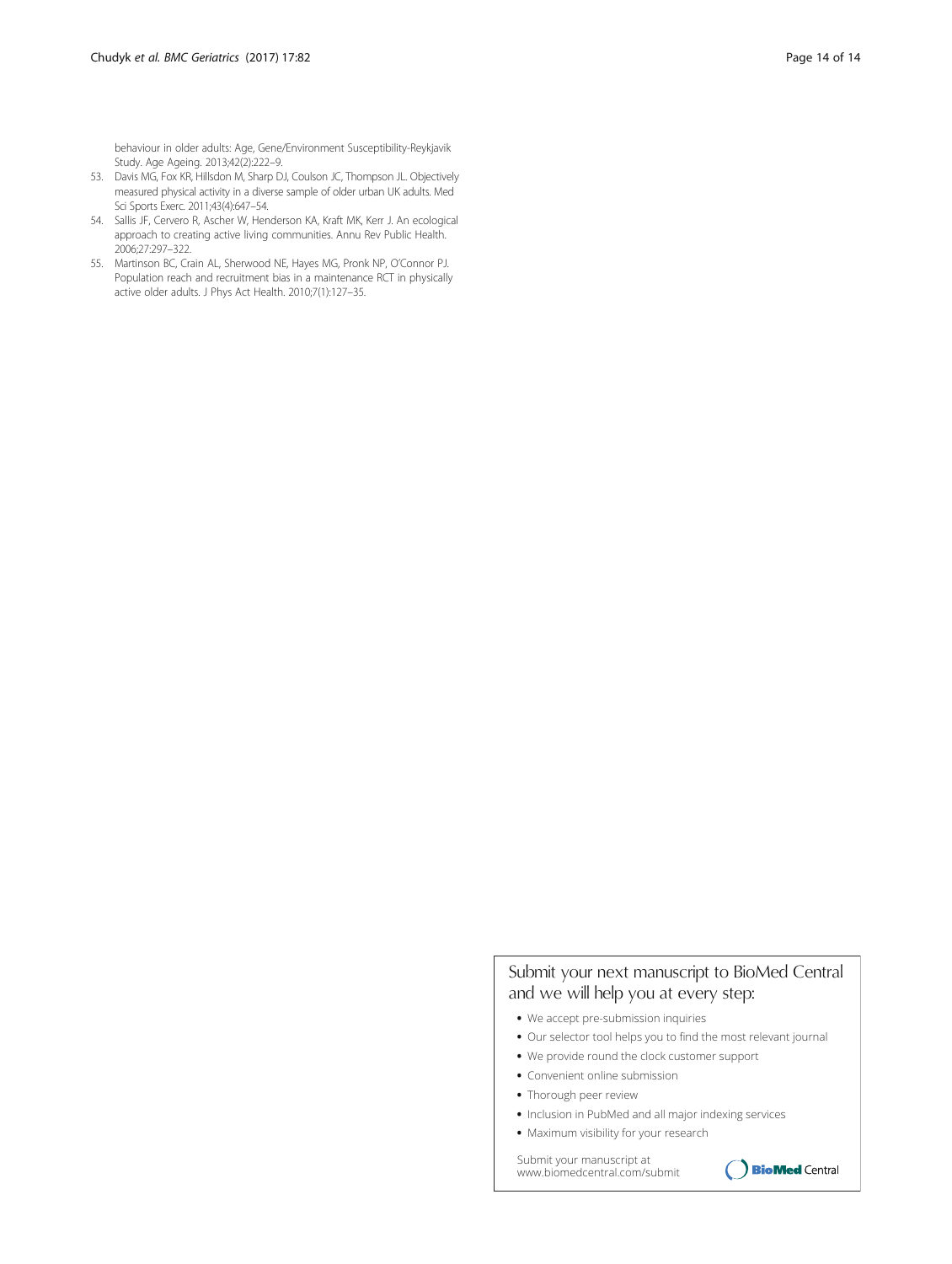behaviour in older adults: Age, Gene/Environment Susceptibility-Reykjavik Study. Age Ageing. 2013;42(2):222–9.

53. Davis MG, Fox KR, Hillsdon M, Sharp DJ, Coulson JC, Thompson JL. Objectively measured physical activity in a diverse sample of older urban UK adults. Med Sci Sports Exerc. 2011;43(4):647–54.
54. Sallis JF, Cervero R, Ascher W, Henderson KA, Kraft MK, Kerr J. An ecological approach to creating active living communities. Annu Rev Public Health. 2006;27:297–322.
55. Martinson BC, Crain AL, Sherwood NE, Hayes MG, Pronk NP, O'Connor PJ. Population reach and recruitment bias in a maintenance RCT in physically active older adults. J Phys Act Health. 2010;7(1):127–35.

Submit your next manuscript to BioMed Central and we will help you at every step:

- We accept pre-submission inquiries
- Our selector tool helps you to find the most relevant journal
- We provide round the clock customer support
- Convenient online submission
- Thorough peer review
- Inclusion in PubMed and all major indexing services
- Maximum visibility for your research

Submit your manuscript at www.biomedcentral.com/submit

BioMed Central